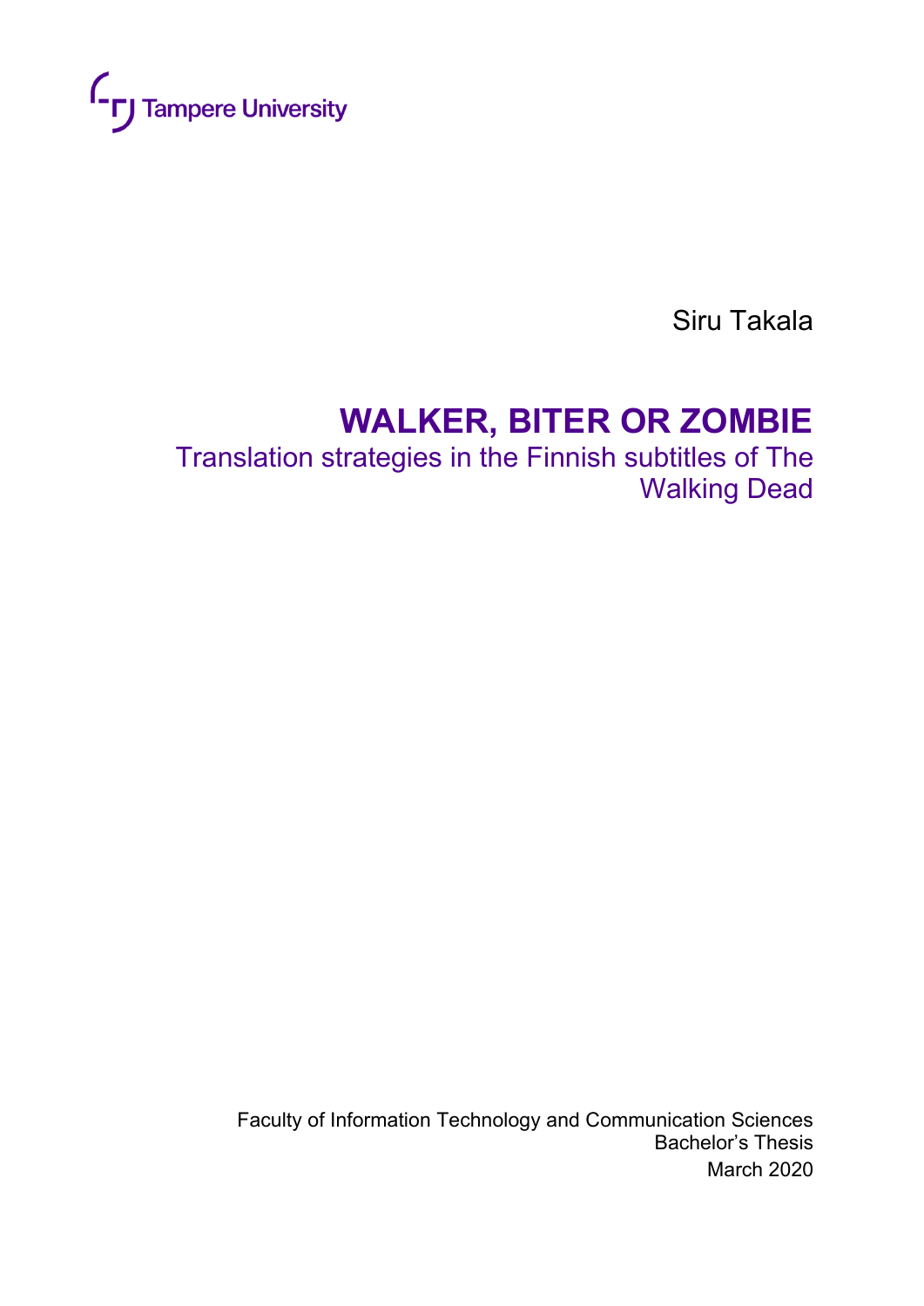Tampere University

Siru Takala

# WALKER, BITER OR ZOMBIE

## Translation strategies in the Finnish subtitles of The Walking Dead

Faculty of Information Technology and Communication Sciences
Bachelor's Thesis
March 2020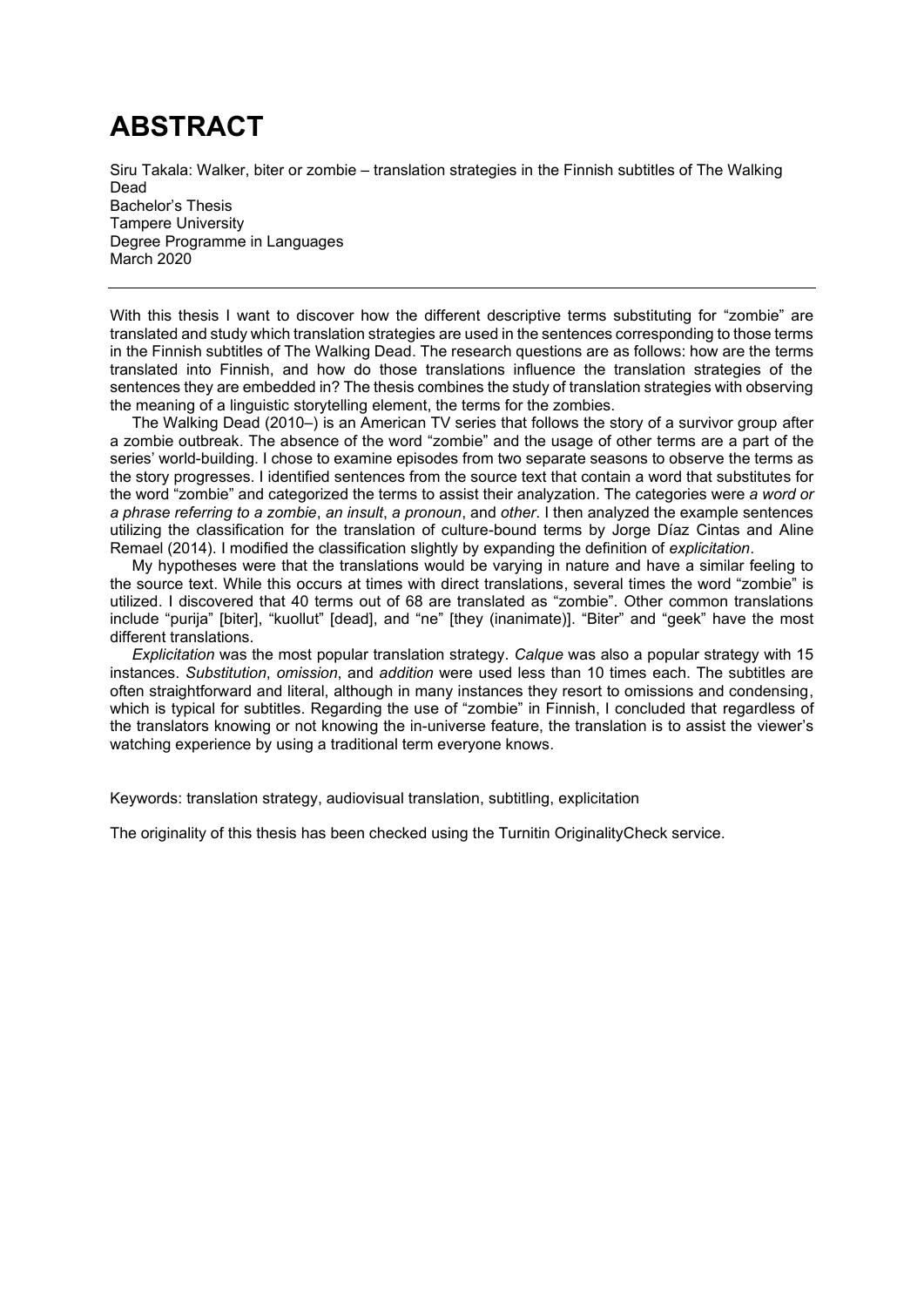# ABSTRACT

Siru Takala: Walker, biter or zombie – translation strategies in the Finnish subtitles of The Walking Dead
Bachelor's Thesis
Tampere University
Degree Programme in Languages
March 2020

---

With this thesis I want to discover how the different descriptive terms substituting for "zombie" are translated and study which translation strategies are used in the sentences corresponding to those terms in the Finnish subtitles of The Walking Dead. The research questions are as follows: how are the terms translated into Finnish, and how do those translations influence the translation strategies of the sentences they are embedded in? The thesis combines the study of translation strategies with observing the meaning of a linguistic storytelling element, the terms for the zombies.

The Walking Dead (2010–) is an American TV series that follows the story of a survivor group after a zombie outbreak. The absence of the word "zombie" and the usage of other terms are a part of the series' world-building. I chose to examine episodes from two separate seasons to observe the terms as the story progresses. I identified sentences from the source text that contain a word that substitutes for the word "zombie" and categorized the terms to assist their analyzation. The categories were *a word or a phrase referring to a zombie*, *an insult*, *a pronoun*, and *other*. I then analyzed the example sentences utilizing the classification for the translation of culture-bound terms by Jorge Díaz Cintas and Aline Remael (2014). I modified the classification slightly by expanding the definition of *explicitation*.

My hypotheses were that the translations would be varying in nature and have a similar feeling to the source text. While this occurs at times with direct translations, several times the word "zombie" is utilized. I discovered that 40 terms out of 68 are translated as "zombie". Other common translations include "purija" [biter], "kuollut" [dead], and "ne" [they (inanimate)]. "Biter" and "geek" have the most different translations.

*Explicitation* was the most popular translation strategy. *Calque* was also a popular strategy with 15 instances. *Substitution*, *omission*, and *addition* were used less than 10 times each. The subtitles are often straightforward and literal, although in many instances they resort to omissions and condensing, which is typical for subtitles. Regarding the use of "zombie" in Finnish, I concluded that regardless of the translators knowing or not knowing the in-universe feature, the translation is to assist the viewer's watching experience by using a traditional term everyone knows.

Keywords: translation strategy, audiovisual translation, subtitling, explicitation

The originality of this thesis has been checked using the Turnitin OriginalityCheck service.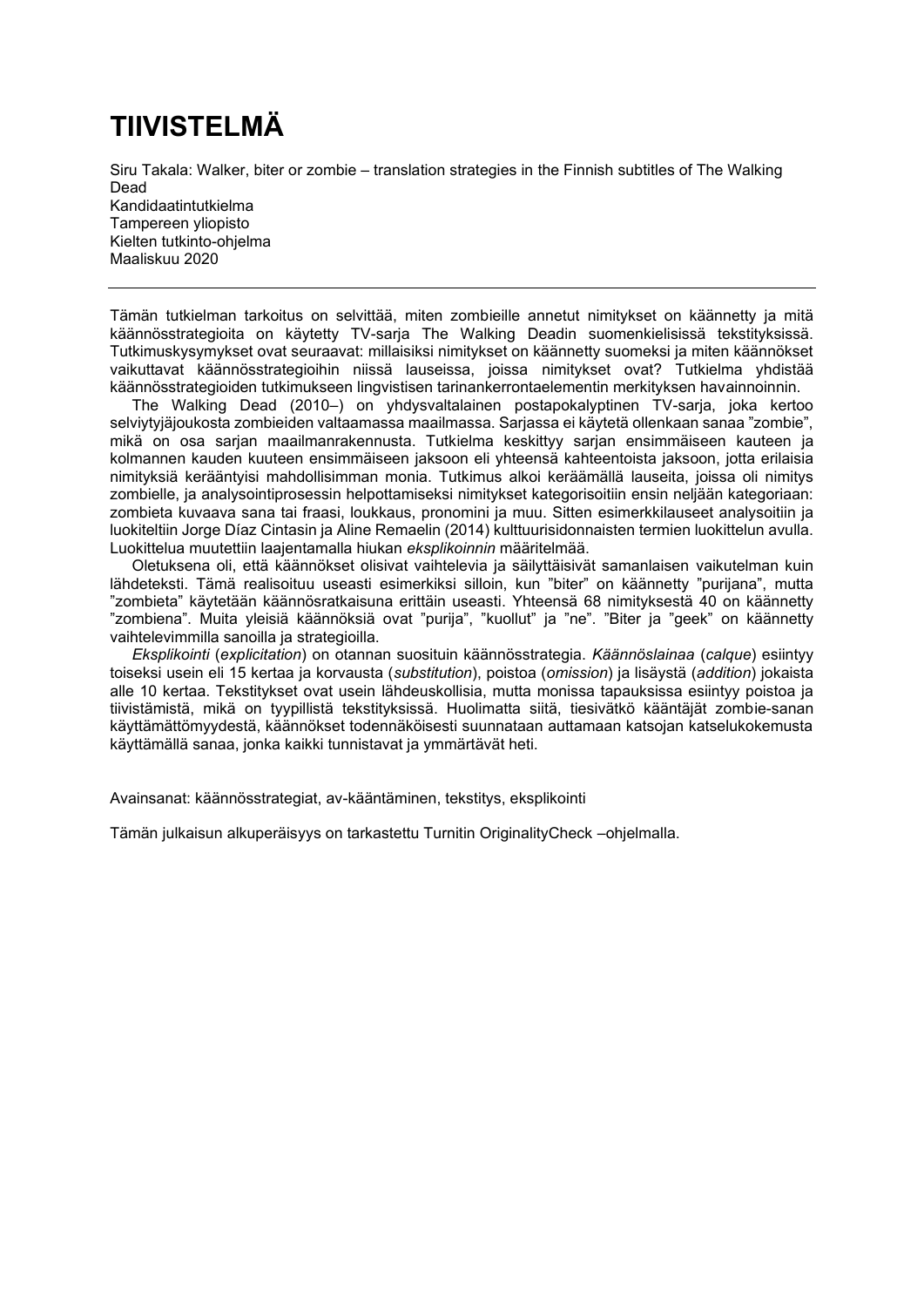# TIIVISTELMÄ

Siru Takala: Walker, biter or zombie – translation strategies in the Finnish subtitles of The Walking Dead
Kandidaatintutkielma
Tampereen yliopisto
Kielten tutkinto-ohjelma
Maaliskuu 2020

---

Tämän tutkielman tarkoitus on selvittää, miten zombieille annetut nimitykset on käännetty ja mitä käännösstrategioita on käytetty TV-sarja The Walking Deadin suomenkielisissä tekstityksissä. Tutkimuskysymykset ovat seuraavat: millaisiksi nimitykset on käännetty suomeksi ja miten käännökset vaikuttavat käännösstrategioihin niissä lauseissa, joissa nimitykset ovat? Tutkielma yhdistää käännösstrategioiden tutkimukseen lingvistisen tarinankerrontaelementin merkityksen havainnoinnin.

The Walking Dead (2010–) on yhdysvaltalainen postapokalyptinen TV-sarja, joka kertoo selviytyjäjoukosta zombieiden valtaamassa maailmassa. Sarjassa ei käytetä ollenkaan sanaa "zombie", mikä on osa sarjan maailmanrakennusta. Tutkielma keskittyy sarjan ensimmäiseen kauteen ja kolmannen kauden kuuteen ensimmäiseen jaksoon eli yhteensä kahteentoista jaksoon, jotta erilaisia nimityksiä kerääntyisi mahdollisimman monia. Tutkimus alkoi keräämällä lauseita, joissa oli nimitys zombielle, ja analysointiprosessin helpottamiseksi nimitykset kategorisoitiin ensin neljään kategoriaan: zombieta kuvaava sana tai fraasi, loukkaus, pronomini ja muu. Sitten esimerkkilauseet analysoitiin ja luokiteltiin Jorge Díaz Cintasin ja Aline Remaelin (2014) kulttuurisidonnaisten termien luokittelun avulla. Luokittelua muutettiin laajentamalla hiukan *eksplikoinnin* määritelmää.

Oletuksena oli, että käännökset olisivat vaihtelevia ja säilyttäisivät samanlaisen vaikutelman kuin lähdeteksti. Tämä realisoituu useasti esimerkiksi silloin, kun "biter" on käännetty "purijana", mutta "zombieta" käytetään käännösratkaisuna erittäin useasti. Yhteensä 68 nimityksestä 40 on käännetty "zombiena". Muita yleisiä käännöksiä ovat "purija", "kuollut" ja "ne". "Biter ja "geek" on käännetty vaihtelevimmilla sanoilla ja strategioilla.

*Eksplikointi* (*explicitation*) on otannan suosituin käännösstrategia. *Käännöslainaa* (*calque*) esiintyy toiseksi usein eli 15 kertaa ja korvausta (*substitution*), poistoa (*omission*) ja lisäystä (*addition*) jokaista alle 10 kertaa. Tekstitykset ovat usein lähdeuskollisia, mutta monissa tapauksissa esiintyy poistoa ja tiivistämistä, mikä on tyypillistä tekstityksissä. Huolimatta siitä, tiesivätkö kääntäjät zombie-sanan käyttämättömyydestä, käännökset todennäköisesti suunnataan auttamaan katsojan katselukokemusta käyttämällä sanaa, jonka kaikki tunnistavat ja ymmärtävät heti.

Avainsanat: käännösstrategiat, av-kääntäminen, tekstitys, eksplikointi

Tämän julkaisun alkuperäisyys on tarkastettu Turnitin OriginalityCheck –ohjelmalla.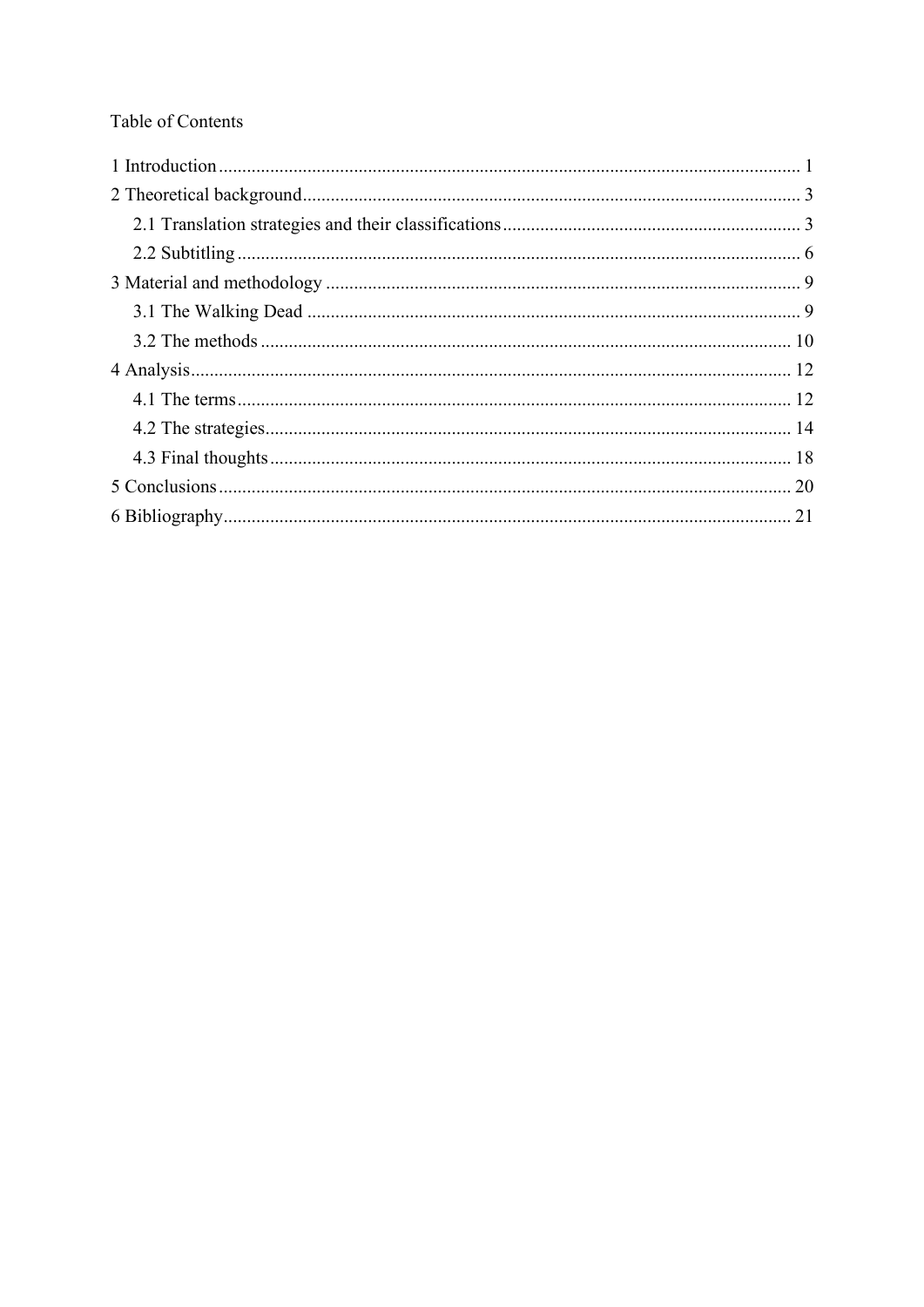Table of Contents

1 Introduction ........................................................................................................................ 1

2 Theoretical background ...................................................................................................... 3

  2.1 Translation strategies and their classifications ............................................................ 3

  2.2 Subtitling ..................................................................................................................... 6

3 Material and methodology .................................................................................................. 9

  3.1 The Walking Dead ....................................................................................................... 9

  3.2 The methods .............................................................................................................. 10

4 Analysis ............................................................................................................................ 12

  4.1 The terms ................................................................................................................... 12

  4.2 The strategies ............................................................................................................. 14

  4.3 Final thoughts ............................................................................................................ 18

5 Conclusions ...................................................................................................................... 20

6 Bibliography ..................................................................................................................... 21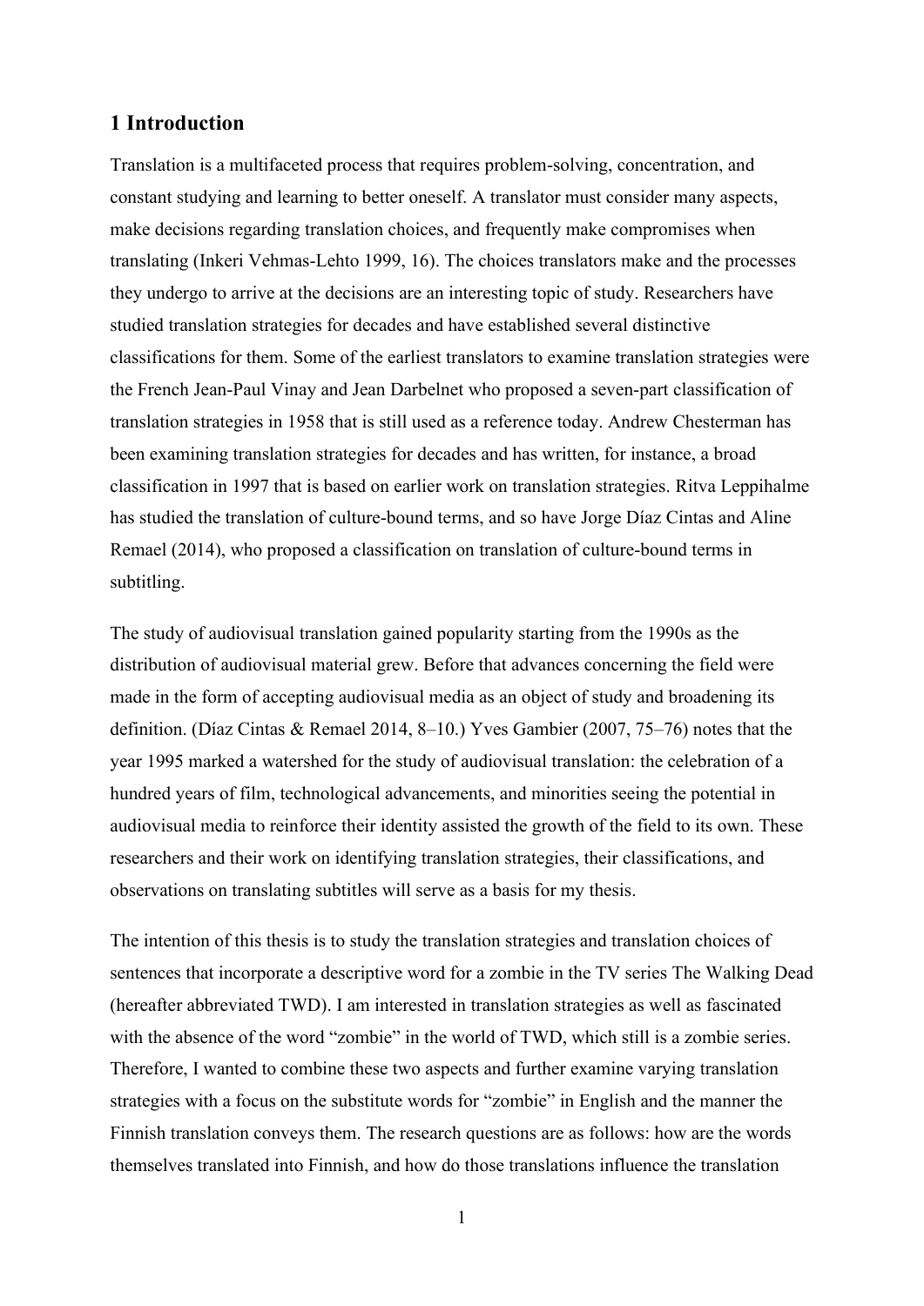# 1 Introduction

Translation is a multifaceted process that requires problem-solving, concentration, and constant studying and learning to better oneself. A translator must consider many aspects, make decisions regarding translation choices, and frequently make compromises when translating (Inkeri Vehmas-Lehto 1999, 16). The choices translators make and the processes they undergo to arrive at the decisions are an interesting topic of study. Researchers have studied translation strategies for decades and have established several distinctive classifications for them. Some of the earliest translators to examine translation strategies were the French Jean-Paul Vinay and Jean Darbelnet who proposed a seven-part classification of translation strategies in 1958 that is still used as a reference today. Andrew Chesterman has been examining translation strategies for decades and has written, for instance, a broad classification in 1997 that is based on earlier work on translation strategies. Ritva Leppihalme has studied the translation of culture-bound terms, and so have Jorge Díaz Cintas and Aline Remael (2014), who proposed a classification on translation of culture-bound terms in subtitling.

The study of audiovisual translation gained popularity starting from the 1990s as the distribution of audiovisual material grew. Before that advances concerning the field were made in the form of accepting audiovisual media as an object of study and broadening its definition. (Díaz Cintas & Remael 2014, 8–10.) Yves Gambier (2007, 75–76) notes that the year 1995 marked a watershed for the study of audiovisual translation: the celebration of a hundred years of film, technological advancements, and minorities seeing the potential in audiovisual media to reinforce their identity assisted the growth of the field to its own. These researchers and their work on identifying translation strategies, their classifications, and observations on translating subtitles will serve as a basis for my thesis.

The intention of this thesis is to study the translation strategies and translation choices of sentences that incorporate a descriptive word for a zombie in the TV series The Walking Dead (hereafter abbreviated TWD). I am interested in translation strategies as well as fascinated with the absence of the word "zombie" in the world of TWD, which still is a zombie series. Therefore, I wanted to combine these two aspects and further examine varying translation strategies with a focus on the substitute words for "zombie" in English and the manner the Finnish translation conveys them. The research questions are as follows: how are the words themselves translated into Finnish, and how do those translations influence the translation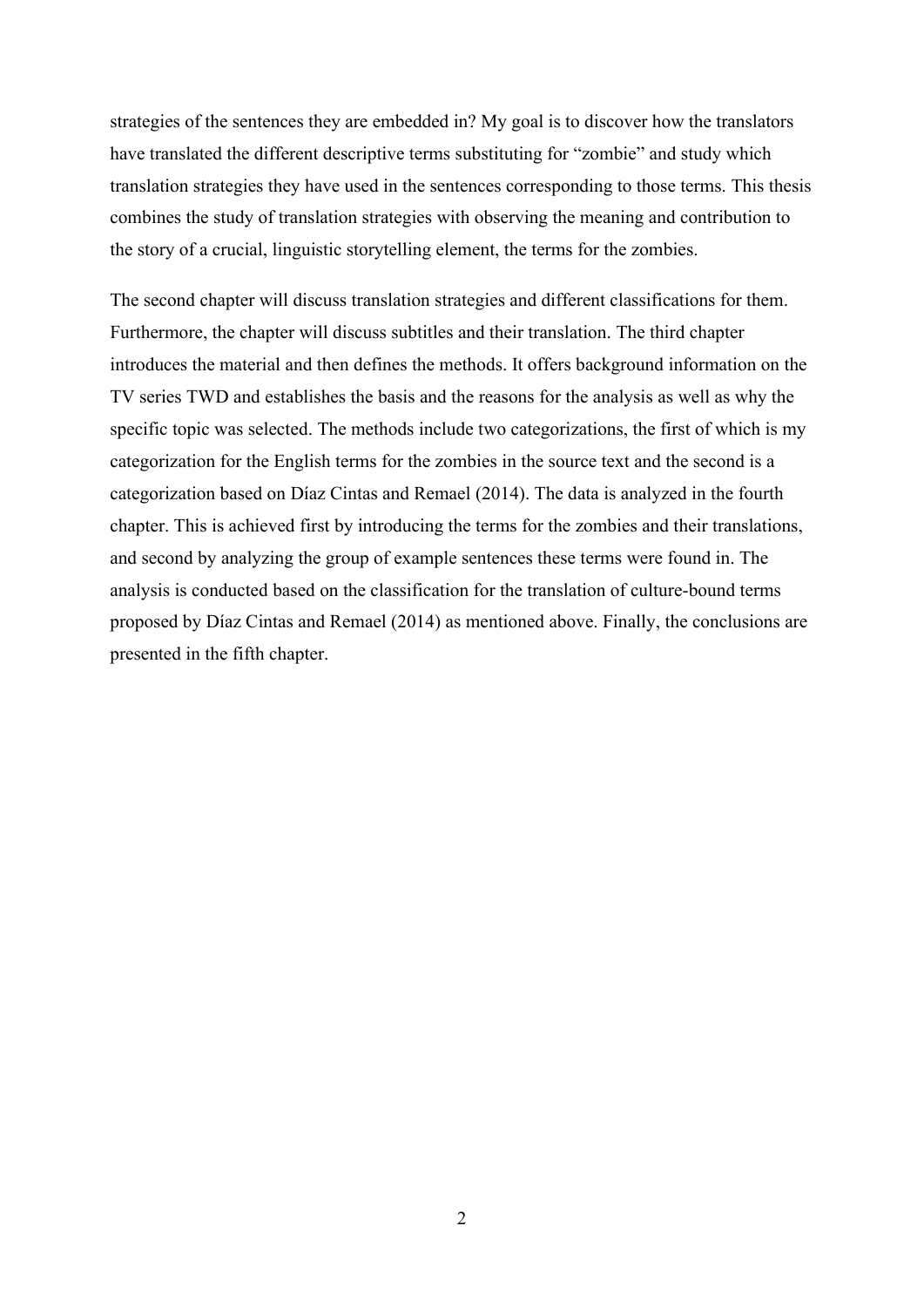strategies of the sentences they are embedded in? My goal is to discover how the translators have translated the different descriptive terms substituting for "zombie" and study which translation strategies they have used in the sentences corresponding to those terms. This thesis combines the study of translation strategies with observing the meaning and contribution to the story of a crucial, linguistic storytelling element, the terms for the zombies.

The second chapter will discuss translation strategies and different classifications for them. Furthermore, the chapter will discuss subtitles and their translation. The third chapter introduces the material and then defines the methods. It offers background information on the TV series TWD and establishes the basis and the reasons for the analysis as well as why the specific topic was selected. The methods include two categorizations, the first of which is my categorization for the English terms for the zombies in the source text and the second is a categorization based on Díaz Cintas and Remael (2014). The data is analyzed in the fourth chapter. This is achieved first by introducing the terms for the zombies and their translations, and second by analyzing the group of example sentences these terms were found in. The analysis is conducted based on the classification for the translation of culture-bound terms proposed by Díaz Cintas and Remael (2014) as mentioned above. Finally, the conclusions are presented in the fifth chapter.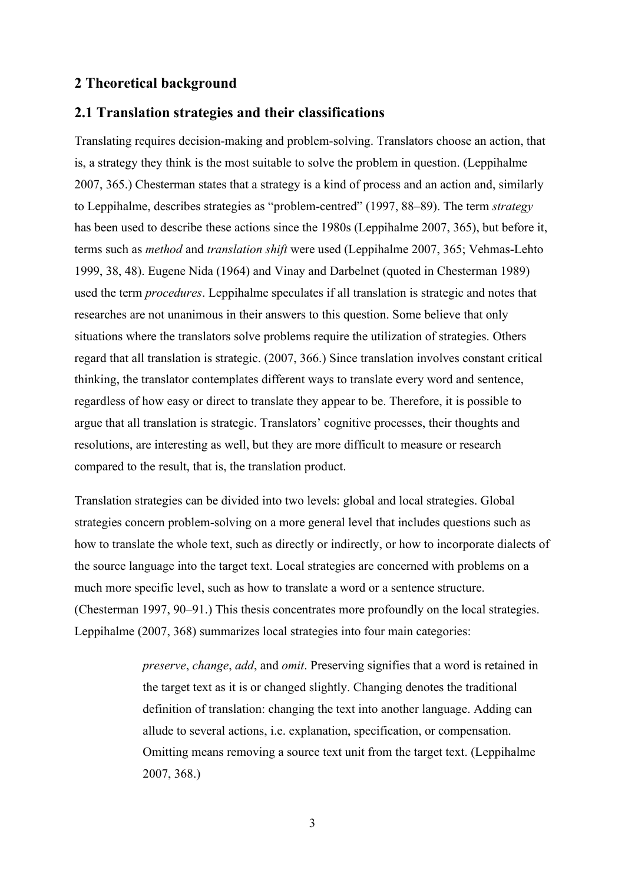## 2 Theoretical background

### 2.1 Translation strategies and their classifications

Translating requires decision-making and problem-solving. Translators choose an action, that is, a strategy they think is the most suitable to solve the problem in question. (Leppihalme 2007, 365.) Chesterman states that a strategy is a kind of process and an action and, similarly to Leppihalme, describes strategies as "problem-centred" (1997, 88–89). The term *strategy* has been used to describe these actions since the 1980s (Leppihalme 2007, 365), but before it, terms such as *method* and *translation shift* were used (Leppihalme 2007, 365; Vehmas-Lehto 1999, 38, 48). Eugene Nida (1964) and Vinay and Darbelnet (quoted in Chesterman 1989) used the term *procedures*. Leppihalme speculates if all translation is strategic and notes that researches are not unanimous in their answers to this question. Some believe that only situations where the translators solve problems require the utilization of strategies. Others regard that all translation is strategic. (2007, 366.) Since translation involves constant critical thinking, the translator contemplates different ways to translate every word and sentence, regardless of how easy or direct to translate they appear to be. Therefore, it is possible to argue that all translation is strategic. Translators' cognitive processes, their thoughts and resolutions, are interesting as well, but they are more difficult to measure or research compared to the result, that is, the translation product.

Translation strategies can be divided into two levels: global and local strategies. Global strategies concern problem-solving on a more general level that includes questions such as how to translate the whole text, such as directly or indirectly, or how to incorporate dialects of the source language into the target text. Local strategies are concerned with problems on a much more specific level, such as how to translate a word or a sentence structure. (Chesterman 1997, 90–91.) This thesis concentrates more profoundly on the local strategies. Leppihalme (2007, 368) summarizes local strategies into four main categories:

> *preserve*, *change*, *add*, and *omit*. Preserving signifies that a word is retained in the target text as it is or changed slightly. Changing denotes the traditional definition of translation: changing the text into another language. Adding can allude to several actions, i.e. explanation, specification, or compensation. Omitting means removing a source text unit from the target text. (Leppihalme 2007, 368.)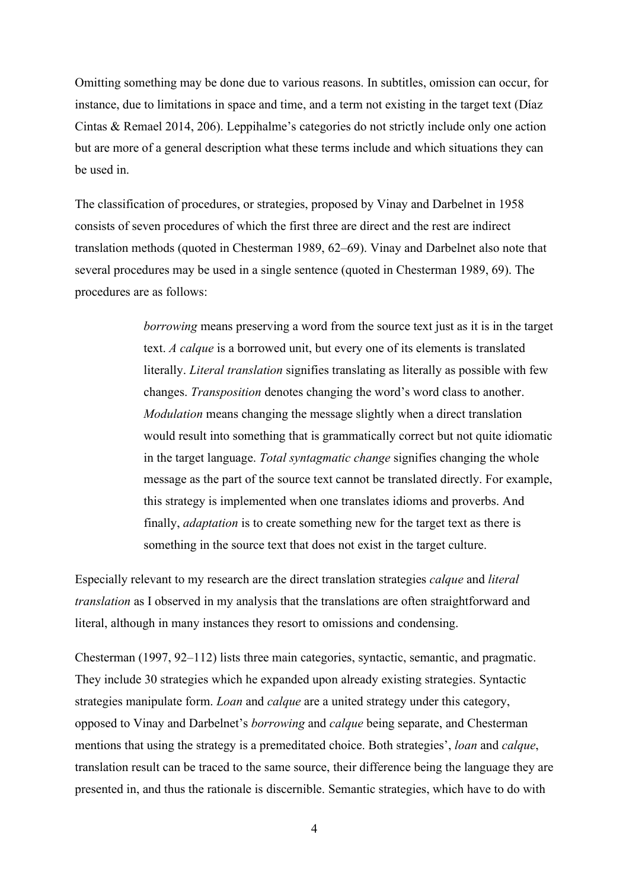Omitting something may be done due to various reasons. In subtitles, omission can occur, for instance, due to limitations in space and time, and a term not existing in the target text (Díaz Cintas & Remael 2014, 206). Leppihalme's categories do not strictly include only one action but are more of a general description what these terms include and which situations they can be used in.

The classification of procedures, or strategies, proposed by Vinay and Darbelnet in 1958 consists of seven procedures of which the first three are direct and the rest are indirect translation methods (quoted in Chesterman 1989, 62–69). Vinay and Darbelnet also note that several procedures may be used in a single sentence (quoted in Chesterman 1989, 69). The procedures are as follows:

> *borrowing* means preserving a word from the source text just as it is in the target text. *A calque* is a borrowed unit, but every one of its elements is translated literally. *Literal translation* signifies translating as literally as possible with few changes. *Transposition* denotes changing the word's word class to another. *Modulation* means changing the message slightly when a direct translation would result into something that is grammatically correct but not quite idiomatic in the target language. *Total syntagmatic change* signifies changing the whole message as the part of the source text cannot be translated directly. For example, this strategy is implemented when one translates idioms and proverbs. And finally, *adaptation* is to create something new for the target text as there is something in the source text that does not exist in the target culture.

Especially relevant to my research are the direct translation strategies *calque* and *literal translation* as I observed in my analysis that the translations are often straightforward and literal, although in many instances they resort to omissions and condensing.

Chesterman (1997, 92–112) lists three main categories, syntactic, semantic, and pragmatic. They include 30 strategies which he expanded upon already existing strategies. Syntactic strategies manipulate form. *Loan* and *calque* are a united strategy under this category, opposed to Vinay and Darbelnet's *borrowing* and *calque* being separate, and Chesterman mentions that using the strategy is a premeditated choice. Both strategies', *loan* and *calque*, translation result can be traced to the same source, their difference being the language they are presented in, and thus the rationale is discernible. Semantic strategies, which have to do with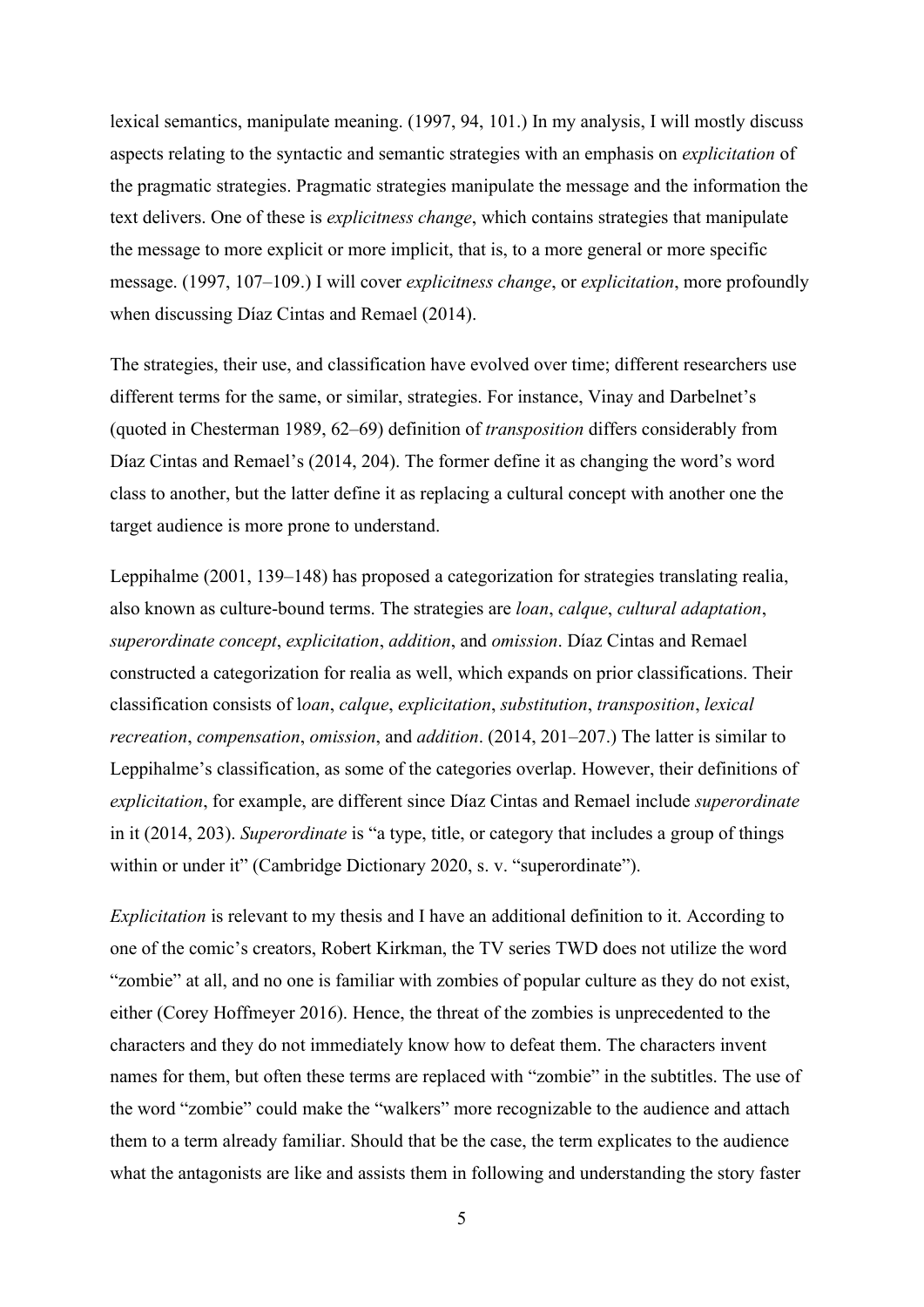lexical semantics, manipulate meaning. (1997, 94, 101.) In my analysis, I will mostly discuss aspects relating to the syntactic and semantic strategies with an emphasis on *explicitation* of the pragmatic strategies. Pragmatic strategies manipulate the message and the information the text delivers. One of these is *explicitness change*, which contains strategies that manipulate the message to more explicit or more implicit, that is, to a more general or more specific message. (1997, 107–109.) I will cover *explicitness change*, or *explicitation*, more profoundly when discussing Díaz Cintas and Remael (2014).

The strategies, their use, and classification have evolved over time; different researchers use different terms for the same, or similar, strategies. For instance, Vinay and Darbelnet's (quoted in Chesterman 1989, 62–69) definition of *transposition* differs considerably from Díaz Cintas and Remael's (2014, 204). The former define it as changing the word's word class to another, but the latter define it as replacing a cultural concept with another one the target audience is more prone to understand.

Leppihalme (2001, 139–148) has proposed a categorization for strategies translating realia, also known as culture-bound terms. The strategies are *loan*, *calque*, *cultural adaptation*, *superordinate concept*, *explicitation*, *addition*, and *omission*. Díaz Cintas and Remael constructed a categorization for realia as well, which expands on prior classifications. Their classification consists of l*oan*, *calque*, *explicitation*, *substitution*, *transposition*, *lexical recreation*, *compensation*, *omission*, and *addition*. (2014, 201–207.) The latter is similar to Leppihalme's classification, as some of the categories overlap. However, their definitions of *explicitation*, for example, are different since Díaz Cintas and Remael include *superordinate* in it (2014, 203). *Superordinate* is "a type, title, or category that includes a group of things within or under it" (Cambridge Dictionary 2020, s. v. "superordinate").

*Explicitation* is relevant to my thesis and I have an additional definition to it. According to one of the comic's creators, Robert Kirkman, the TV series TWD does not utilize the word "zombie" at all, and no one is familiar with zombies of popular culture as they do not exist, either (Corey Hoffmeyer 2016). Hence, the threat of the zombies is unprecedented to the characters and they do not immediately know how to defeat them. The characters invent names for them, but often these terms are replaced with "zombie" in the subtitles. The use of the word "zombie" could make the "walkers" more recognizable to the audience and attach them to a term already familiar. Should that be the case, the term explicates to the audience what the antagonists are like and assists them in following and understanding the story faster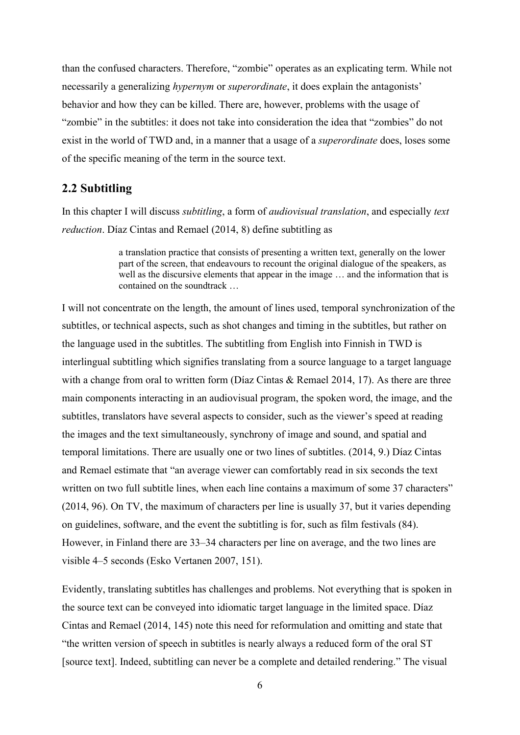than the confused characters. Therefore, “zombie” operates as an explicating term. While not necessarily a generalizing *hypernym* or *superordinate*, it does explain the antagonists’ behavior and how they can be killed. There are, however, problems with the usage of “zombie” in the subtitles: it does not take into consideration the idea that “zombies” do not exist in the world of TWD and, in a manner that a usage of a *superordinate* does, loses some of the specific meaning of the term in the source text.

## 2.2 Subtitling

In this chapter I will discuss *subtitling*, a form of *audiovisual translation*, and especially *text reduction*. Díaz Cintas and Remael (2014, 8) define subtitling as

> a translation practice that consists of presenting a written text, generally on the lower part of the screen, that endeavours to recount the original dialogue of the speakers, as well as the discursive elements that appear in the image … and the information that is contained on the soundtrack …

I will not concentrate on the length, the amount of lines used, temporal synchronization of the subtitles, or technical aspects, such as shot changes and timing in the subtitles, but rather on the language used in the subtitles. The subtitling from English into Finnish in TWD is interlingual subtitling which signifies translating from a source language to a target language with a change from oral to written form (Díaz Cintas & Remael 2014, 17). As there are three main components interacting in an audiovisual program, the spoken word, the image, and the subtitles, translators have several aspects to consider, such as the viewer’s speed at reading the images and the text simultaneously, synchrony of image and sound, and spatial and temporal limitations. There are usually one or two lines of subtitles. (2014, 9.) Díaz Cintas and Remael estimate that “an average viewer can comfortably read in six seconds the text written on two full subtitle lines, when each line contains a maximum of some 37 characters” (2014, 96). On TV, the maximum of characters per line is usually 37, but it varies depending on guidelines, software, and the event the subtitling is for, such as film festivals (84). However, in Finland there are 33–34 characters per line on average, and the two lines are visible 4–5 seconds (Esko Vertanen 2007, 151).

Evidently, translating subtitles has challenges and problems. Not everything that is spoken in the source text can be conveyed into idiomatic target language in the limited space. Díaz Cintas and Remael (2014, 145) note this need for reformulation and omitting and state that “the written version of speech in subtitles is nearly always a reduced form of the oral ST [source text]. Indeed, subtitling can never be a complete and detailed rendering.” The visual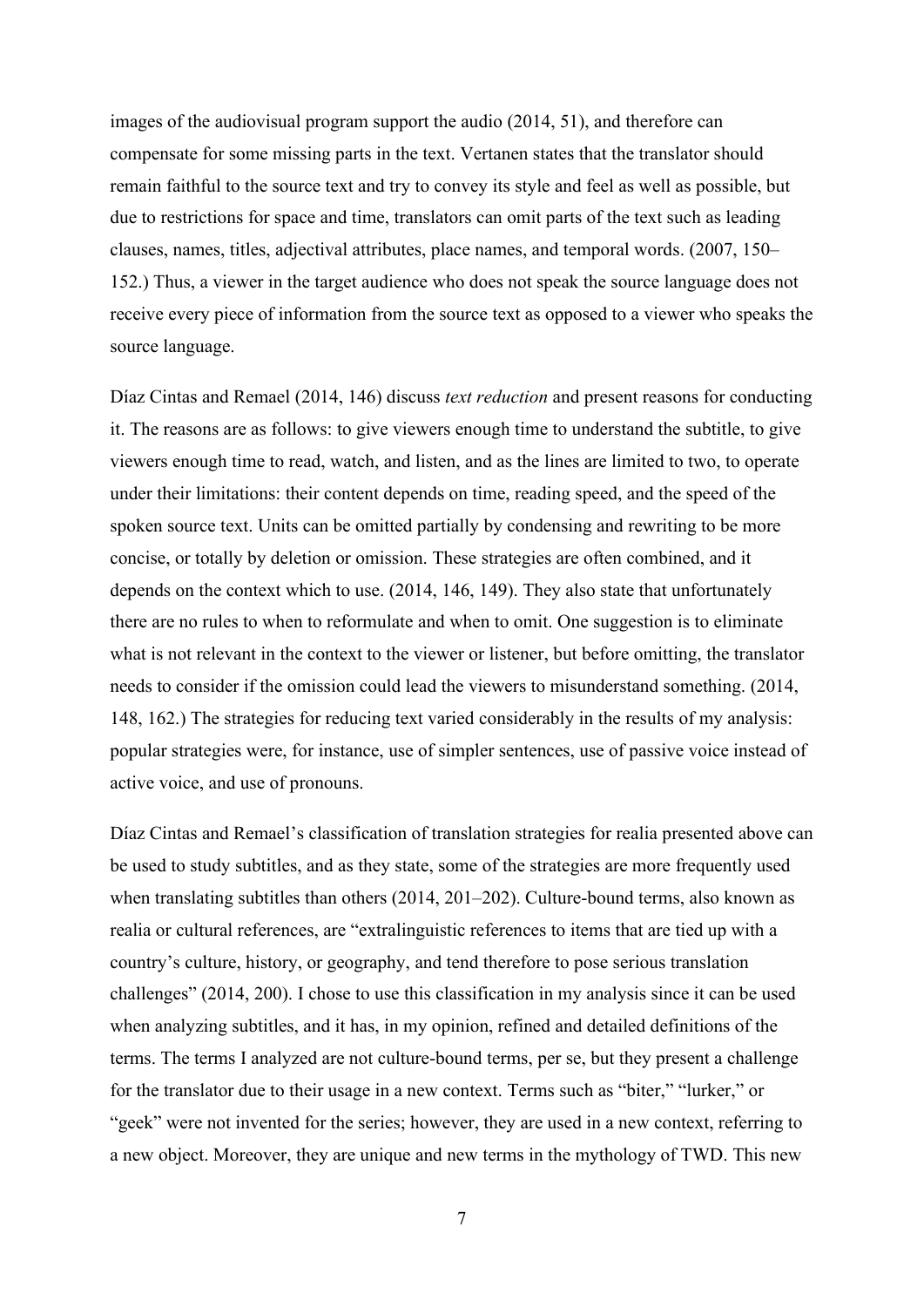images of the audiovisual program support the audio (2014, 51), and therefore can compensate for some missing parts in the text. Vertanen states that the translator should remain faithful to the source text and try to convey its style and feel as well as possible, but due to restrictions for space and time, translators can omit parts of the text such as leading clauses, names, titles, adjectival attributes, place names, and temporal words. (2007, 150–152.) Thus, a viewer in the target audience who does not speak the source language does not receive every piece of information from the source text as opposed to a viewer who speaks the source language.

Díaz Cintas and Remael (2014, 146) discuss *text reduction* and present reasons for conducting it. The reasons are as follows: to give viewers enough time to understand the subtitle, to give viewers enough time to read, watch, and listen, and as the lines are limited to two, to operate under their limitations: their content depends on time, reading speed, and the speed of the spoken source text. Units can be omitted partially by condensing and rewriting to be more concise, or totally by deletion or omission. These strategies are often combined, and it depends on the context which to use. (2014, 146, 149). They also state that unfortunately there are no rules to when to reformulate and when to omit. One suggestion is to eliminate what is not relevant in the context to the viewer or listener, but before omitting, the translator needs to consider if the omission could lead the viewers to misunderstand something. (2014, 148, 162.) The strategies for reducing text varied considerably in the results of my analysis: popular strategies were, for instance, use of simpler sentences, use of passive voice instead of active voice, and use of pronouns.

Díaz Cintas and Remael's classification of translation strategies for realia presented above can be used to study subtitles, and as they state, some of the strategies are more frequently used when translating subtitles than others (2014, 201–202). Culture-bound terms, also known as realia or cultural references, are "extralinguistic references to items that are tied up with a country's culture, history, or geography, and tend therefore to pose serious translation challenges" (2014, 200). I chose to use this classification in my analysis since it can be used when analyzing subtitles, and it has, in my opinion, refined and detailed definitions of the terms. The terms I analyzed are not culture-bound terms, per se, but they present a challenge for the translator due to their usage in a new context. Terms such as "biter," "lurker," or "geek" were not invented for the series; however, they are used in a new context, referring to a new object. Moreover, they are unique and new terms in the mythology of TWD. This new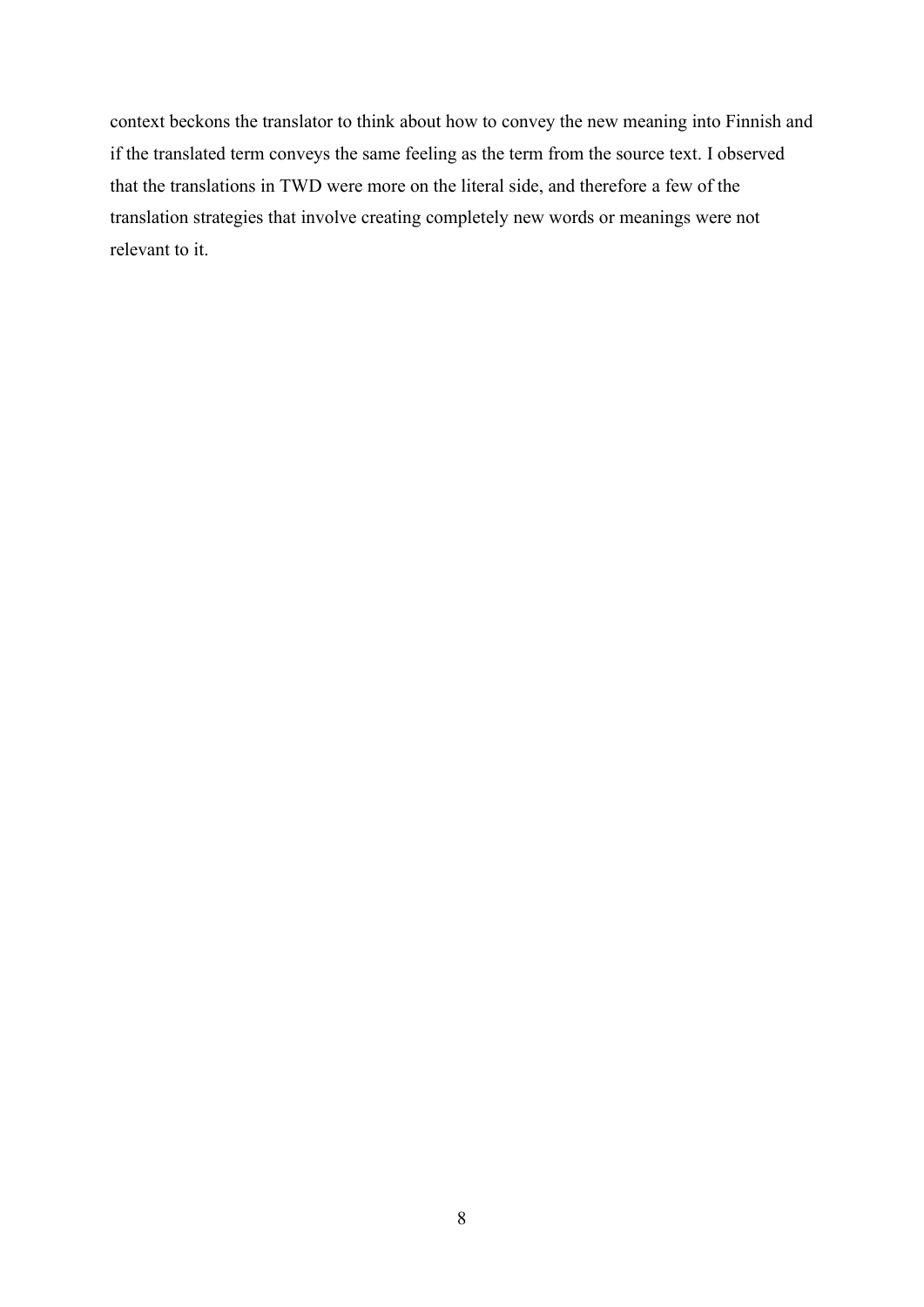context beckons the translator to think about how to convey the new meaning into Finnish and if the translated term conveys the same feeling as the term from the source text. I observed that the translations in TWD were more on the literal side, and therefore a few of the translation strategies that involve creating completely new words or meanings were not relevant to it.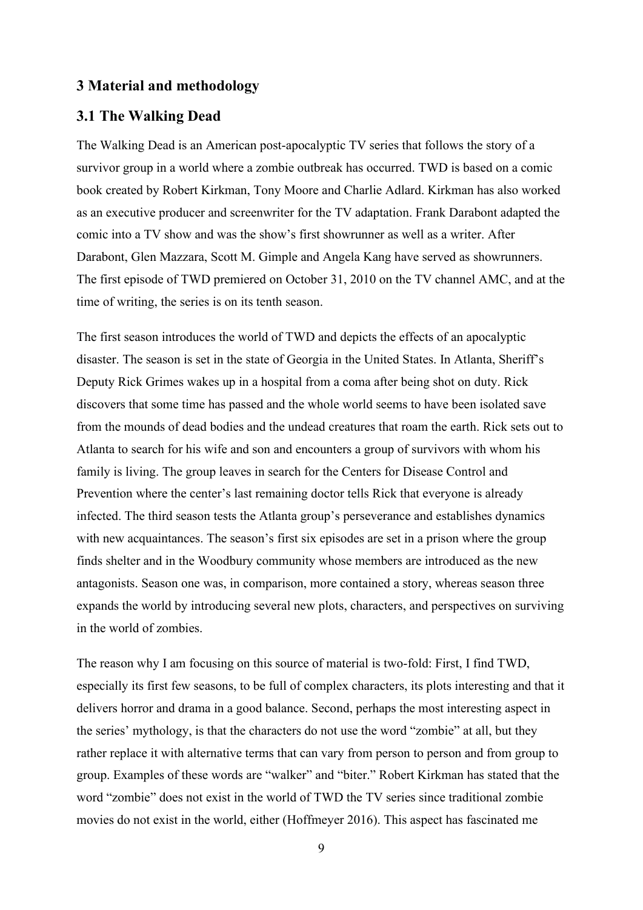# 3 Material and methodology

## 3.1 The Walking Dead

The Walking Dead is an American post-apocalyptic TV series that follows the story of a survivor group in a world where a zombie outbreak has occurred. TWD is based on a comic book created by Robert Kirkman, Tony Moore and Charlie Adlard. Kirkman has also worked as an executive producer and screenwriter for the TV adaptation. Frank Darabont adapted the comic into a TV show and was the show's first showrunner as well as a writer. After Darabont, Glen Mazzara, Scott M. Gimple and Angela Kang have served as showrunners. The first episode of TWD premiered on October 31, 2010 on the TV channel AMC, and at the time of writing, the series is on its tenth season.

The first season introduces the world of TWD and depicts the effects of an apocalyptic disaster. The season is set in the state of Georgia in the United States. In Atlanta, Sheriff's Deputy Rick Grimes wakes up in a hospital from a coma after being shot on duty. Rick discovers that some time has passed and the whole world seems to have been isolated save from the mounds of dead bodies and the undead creatures that roam the earth. Rick sets out to Atlanta to search for his wife and son and encounters a group of survivors with whom his family is living. The group leaves in search for the Centers for Disease Control and Prevention where the center's last remaining doctor tells Rick that everyone is already infected. The third season tests the Atlanta group's perseverance and establishes dynamics with new acquaintances. The season's first six episodes are set in a prison where the group finds shelter and in the Woodbury community whose members are introduced as the new antagonists. Season one was, in comparison, more contained a story, whereas season three expands the world by introducing several new plots, characters, and perspectives on surviving in the world of zombies.

The reason why I am focusing on this source of material is two-fold: First, I find TWD, especially its first few seasons, to be full of complex characters, its plots interesting and that it delivers horror and drama in a good balance. Second, perhaps the most interesting aspect in the series' mythology, is that the characters do not use the word "zombie" at all, but they rather replace it with alternative terms that can vary from person to person and from group to group. Examples of these words are "walker" and "biter." Robert Kirkman has stated that the word "zombie" does not exist in the world of TWD the TV series since traditional zombie movies do not exist in the world, either (Hoffmeyer 2016). This aspect has fascinated me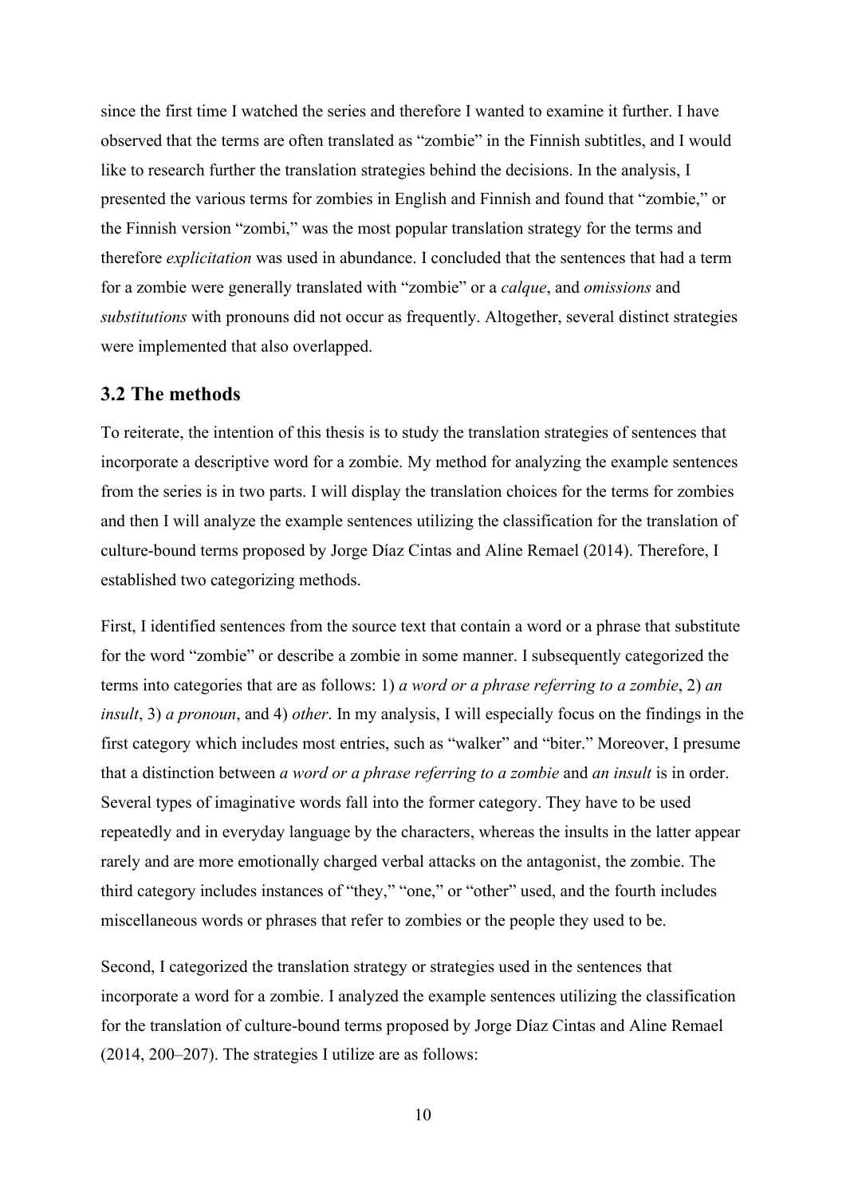since the first time I watched the series and therefore I wanted to examine it further. I have observed that the terms are often translated as "zombie" in the Finnish subtitles, and I would like to research further the translation strategies behind the decisions. In the analysis, I presented the various terms for zombies in English and Finnish and found that "zombie," or the Finnish version "zombi," was the most popular translation strategy for the terms and therefore *explicitation* was used in abundance. I concluded that the sentences that had a term for a zombie were generally translated with "zombie" or a *calque*, and *omissions* and *substitutions* with pronouns did not occur as frequently. Altogether, several distinct strategies were implemented that also overlapped.

## 3.2 The methods

To reiterate, the intention of this thesis is to study the translation strategies of sentences that incorporate a descriptive word for a zombie. My method for analyzing the example sentences from the series is in two parts. I will display the translation choices for the terms for zombies and then I will analyze the example sentences utilizing the classification for the translation of culture-bound terms proposed by Jorge Díaz Cintas and Aline Remael (2014). Therefore, I established two categorizing methods.

First, I identified sentences from the source text that contain a word or a phrase that substitute for the word "zombie" or describe a zombie in some manner. I subsequently categorized the terms into categories that are as follows: 1) *a word or a phrase referring to a zombie*, 2) *an insult*, 3) *a pronoun*, and 4) *other*. In my analysis, I will especially focus on the findings in the first category which includes most entries, such as "walker" and "biter." Moreover, I presume that a distinction between *a word or a phrase referring to a zombie* and *an insult* is in order. Several types of imaginative words fall into the former category. They have to be used repeatedly and in everyday language by the characters, whereas the insults in the latter appear rarely and are more emotionally charged verbal attacks on the antagonist, the zombie. The third category includes instances of "they," "one," or "other" used, and the fourth includes miscellaneous words or phrases that refer to zombies or the people they used to be.

Second, I categorized the translation strategy or strategies used in the sentences that incorporate a word for a zombie. I analyzed the example sentences utilizing the classification for the translation of culture-bound terms proposed by Jorge Díaz Cintas and Aline Remael (2014, 200–207). The strategies I utilize are as follows: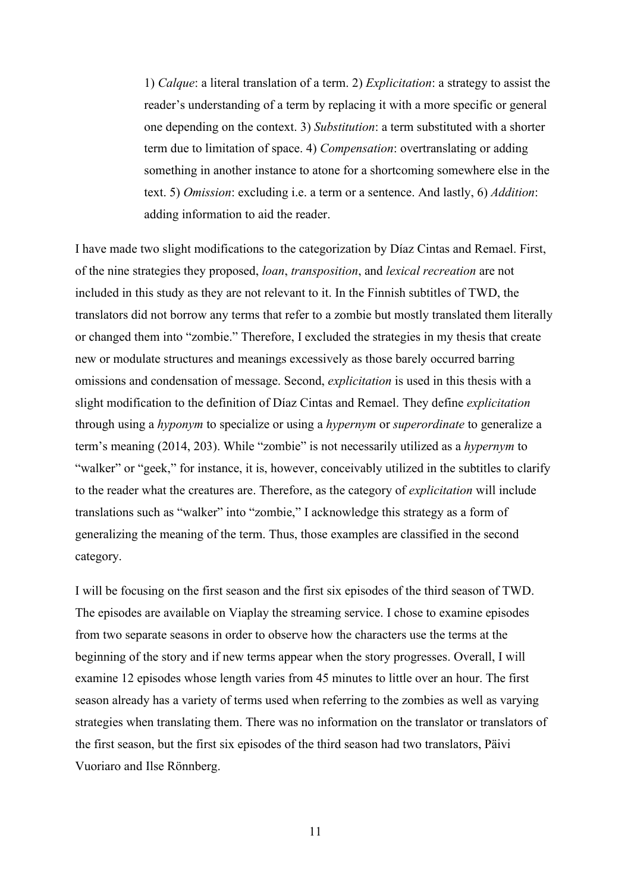> 1) *Calque*: a literal translation of a term. 2) *Explicitation*: a strategy to assist the reader's understanding of a term by replacing it with a more specific or general one depending on the context. 3) *Substitution*: a term substituted with a shorter term due to limitation of space. 4) *Compensation*: overtranslating or adding something in another instance to atone for a shortcoming somewhere else in the text. 5) *Omission*: excluding i.e. a term or a sentence. And lastly, 6) *Addition*: adding information to aid the reader.

I have made two slight modifications to the categorization by Díaz Cintas and Remael. First, of the nine strategies they proposed, *loan*, *transposition*, and *lexical recreation* are not included in this study as they are not relevant to it. In the Finnish subtitles of TWD, the translators did not borrow any terms that refer to a zombie but mostly translated them literally or changed them into "zombie." Therefore, I excluded the strategies in my thesis that create new or modulate structures and meanings excessively as those barely occurred barring omissions and condensation of message. Second, *explicitation* is used in this thesis with a slight modification to the definition of Díaz Cintas and Remael. They define *explicitation* through using a *hyponym* to specialize or using a *hypernym* or *superordinate* to generalize a term's meaning (2014, 203). While "zombie" is not necessarily utilized as a *hypernym* to "walker" or "geek," for instance, it is, however, conceivably utilized in the subtitles to clarify to the reader what the creatures are. Therefore, as the category of *explicitation* will include translations such as "walker" into "zombie," I acknowledge this strategy as a form of generalizing the meaning of the term. Thus, those examples are classified in the second category.

I will be focusing on the first season and the first six episodes of the third season of TWD. The episodes are available on Viaplay the streaming service. I chose to examine episodes from two separate seasons in order to observe how the characters use the terms at the beginning of the story and if new terms appear when the story progresses. Overall, I will examine 12 episodes whose length varies from 45 minutes to little over an hour. The first season already has a variety of terms used when referring to the zombies as well as varying strategies when translating them. There was no information on the translator or translators of the first season, but the first six episodes of the third season had two translators, Päivi Vuoriaro and Ilse Rönnberg.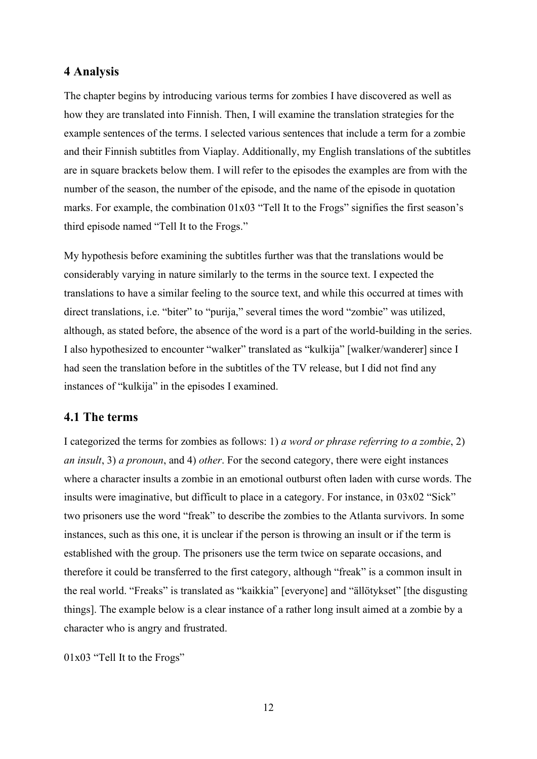## 4 Analysis

The chapter begins by introducing various terms for zombies I have discovered as well as how they are translated into Finnish. Then, I will examine the translation strategies for the example sentences of the terms. I selected various sentences that include a term for a zombie and their Finnish subtitles from Viaplay. Additionally, my English translations of the subtitles are in square brackets below them. I will refer to the episodes the examples are from with the number of the season, the number of the episode, and the name of the episode in quotation marks. For example, the combination 01x03 "Tell It to the Frogs" signifies the first season's third episode named "Tell It to the Frogs."

My hypothesis before examining the subtitles further was that the translations would be considerably varying in nature similarly to the terms in the source text. I expected the translations to have a similar feeling to the source text, and while this occurred at times with direct translations, i.e. "biter" to "purija," several times the word "zombie" was utilized, although, as stated before, the absence of the word is a part of the world-building in the series. I also hypothesized to encounter "walker" translated as "kulkija" [walker/wanderer] since I had seen the translation before in the subtitles of the TV release, but I did not find any instances of "kulkija" in the episodes I examined.

### 4.1 The terms

I categorized the terms for zombies as follows: 1) *a word or phrase referring to a zombie*, 2) *an insult*, 3) *a pronoun*, and 4) *other*. For the second category, there were eight instances where a character insults a zombie in an emotional outburst often laden with curse words. The insults were imaginative, but difficult to place in a category. For instance, in 03x02 "Sick" two prisoners use the word "freak" to describe the zombies to the Atlanta survivors. In some instances, such as this one, it is unclear if the person is throwing an insult or if the term is established with the group. The prisoners use the term twice on separate occasions, and therefore it could be transferred to the first category, although "freak" is a common insult in the real world. "Freaks" is translated as "kaikkia" [everyone] and "ällötykset" [the disgusting things]. The example below is a clear instance of a rather long insult aimed at a zombie by a character who is angry and frustrated.

01x03 "Tell It to the Frogs"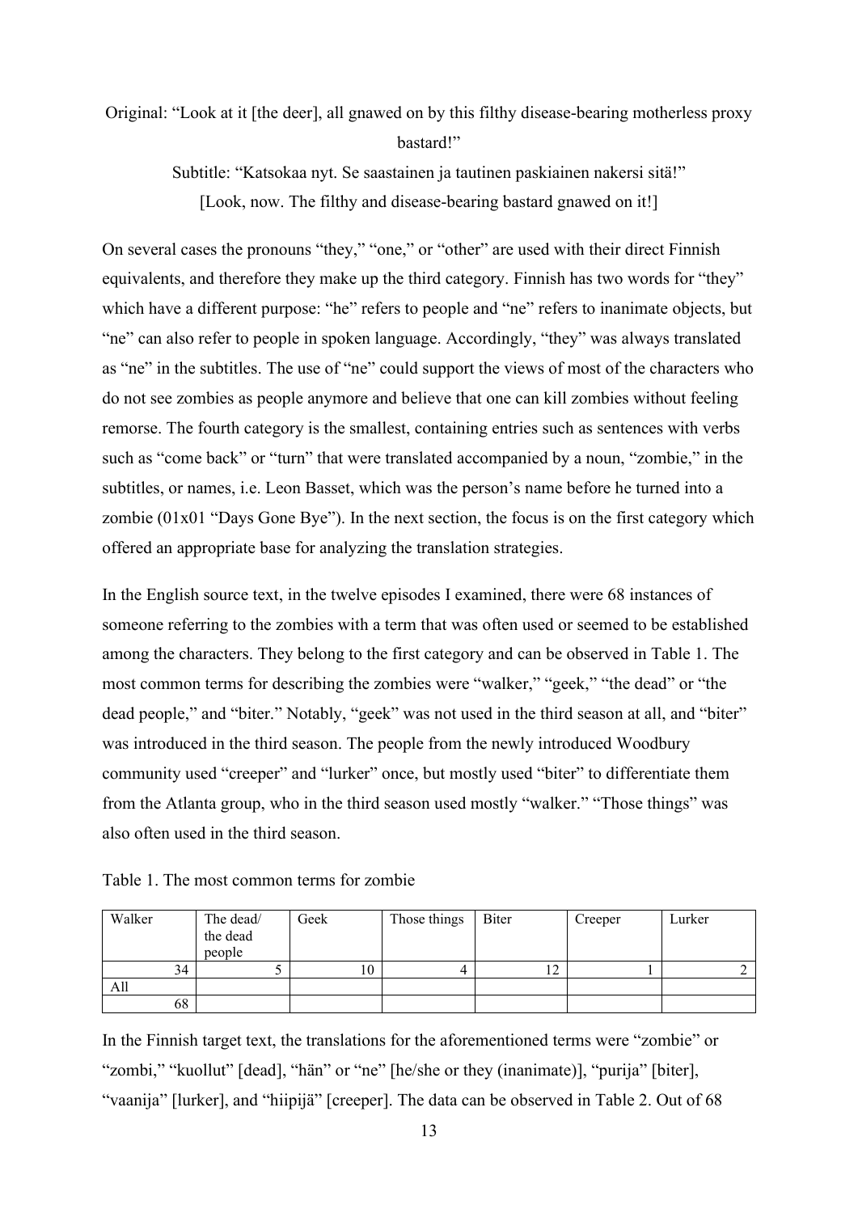Original: "Look at it [the deer], all gnawed on by this filthy disease-bearing motherless proxy bastard!"

Subtitle: "Katsokaa nyt. Se saastainen ja tautinen paskiainen nakersi sitä!"

[Look, now. The filthy and disease-bearing bastard gnawed on it!]

On several cases the pronouns "they," "one," or "other" are used with their direct Finnish equivalents, and therefore they make up the third category. Finnish has two words for "they" which have a different purpose: "he" refers to people and "ne" refers to inanimate objects, but "ne" can also refer to people in spoken language. Accordingly, "they" was always translated as "ne" in the subtitles. The use of "ne" could support the views of most of the characters who do not see zombies as people anymore and believe that one can kill zombies without feeling remorse. The fourth category is the smallest, containing entries such as sentences with verbs such as "come back" or "turn" that were translated accompanied by a noun, "zombie," in the subtitles, or names, i.e. Leon Basset, which was the person's name before he turned into a zombie (01x01 "Days Gone Bye"). In the next section, the focus is on the first category which offered an appropriate base for analyzing the translation strategies.

In the English source text, in the twelve episodes I examined, there were 68 instances of someone referring to the zombies with a term that was often used or seemed to be established among the characters. They belong to the first category and can be observed in Table 1. The most common terms for describing the zombies were "walker," "geek," "the dead" or "the dead people," and "biter." Notably, "geek" was not used in the third season at all, and "biter" was introduced in the third season. The people from the newly introduced Woodbury community used "creeper" and "lurker" once, but mostly used "biter" to differentiate them from the Atlanta group, who in the third season used mostly "walker." "Those things" was also often used in the third season.

Table 1. The most common terms for zombie

| Walker | The dead/ the dead people | Geek | Those things | Biter | Creeper | Lurker |
|---|---|---|---|---|---|---|
| 34 | 5 | 10 | 4 | 12 | 1 | 2 |
| All | | | | | | |
| 68 | | | | | | |

In the Finnish target text, the translations for the aforementioned terms were "zombie" or "zombi," "kuollut" [dead], "hän" or "ne" [he/she or they (inanimate)], "purija" [biter], "vaanija" [lurker], and "hiipijä" [creeper]. The data can be observed in Table 2. Out of 68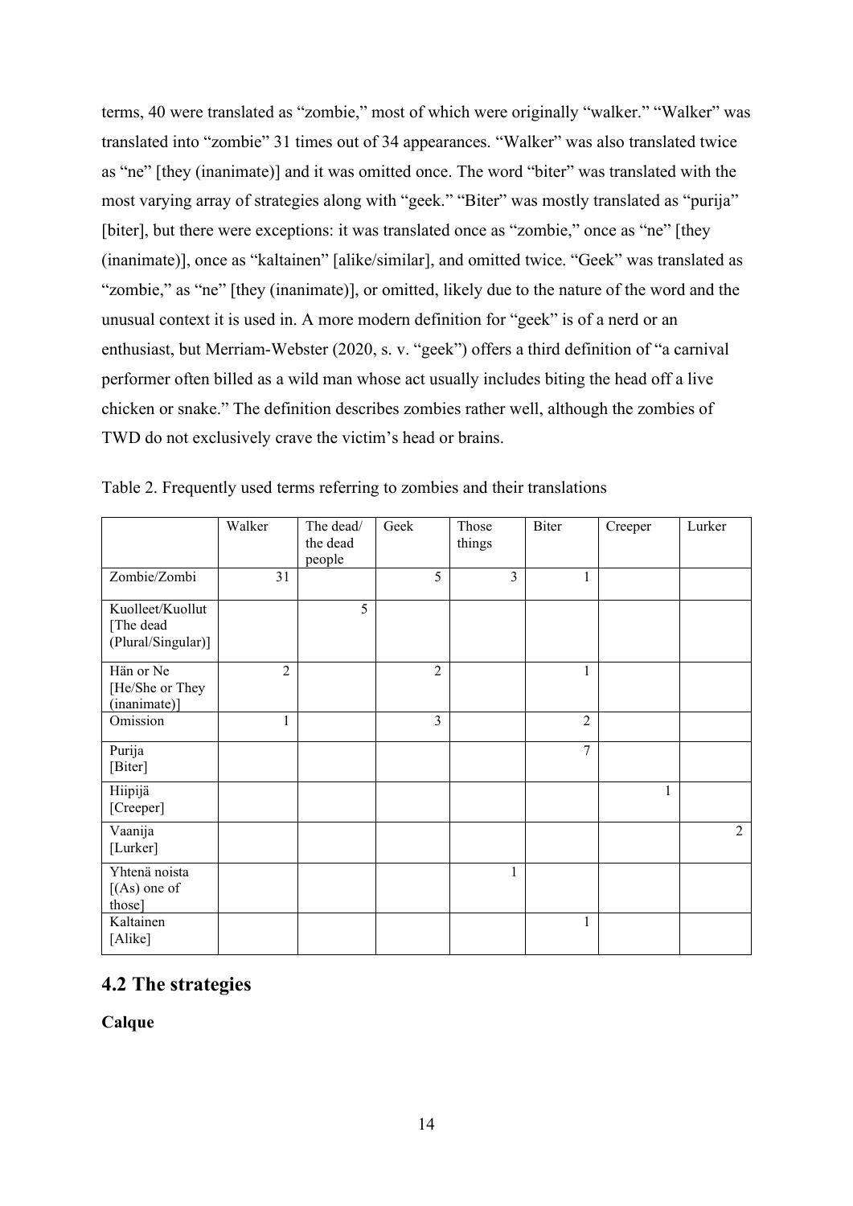terms, 40 were translated as "zombie," most of which were originally "walker." "Walker" was translated into "zombie" 31 times out of 34 appearances. "Walker" was also translated twice as "ne" [they (inanimate)] and it was omitted once. The word "biter" was translated with the most varying array of strategies along with "geek." "Biter" was mostly translated as "purija" [biter], but there were exceptions: it was translated once as "zombie," once as "ne" [they (inanimate)], once as "kaltainen" [alike/similar], and omitted twice. "Geek" was translated as "zombie," as "ne" [they (inanimate)], or omitted, likely due to the nature of the word and the unusual context it is used in. A more modern definition for "geek" is of a nerd or an enthusiast, but Merriam-Webster (2020, s. v. "geek") offers a third definition of "a carnival performer often billed as a wild man whose act usually includes biting the head off a live chicken or snake." The definition describes zombies rather well, although the zombies of TWD do not exclusively crave the victim's head or brains.

Table 2. Frequently used terms referring to zombies and their translations

| | Walker | The dead/ the dead people | Geek | Those things | Biter | Creeper | Lurker |
|---|---|---|---|---|---|---|---|
| Zombie/Zombi | 31 | | 5 | 3 | 1 | | |
| Kuolleet/Kuollut [The dead (Plural/Singular)] | | 5 | | | | | |
| Hän or Ne [He/She or They (inanimate)] | 2 | | 2 | | 1 | | |
| Omission | 1 | | 3 | | 2 | | |
| Purija [Biter] | | | | | 7 | | |
| Hiipijä [Creeper] | | | | | | 1 | |
| Vaanija [Lurker] | | | | | | | 2 |
| Yhtenä noista [(As) one of those] | | | | 1 | | | |
| Kaltainen [Alike] | | | | | 1 | | |

## 4.2 The strategies

**Calque**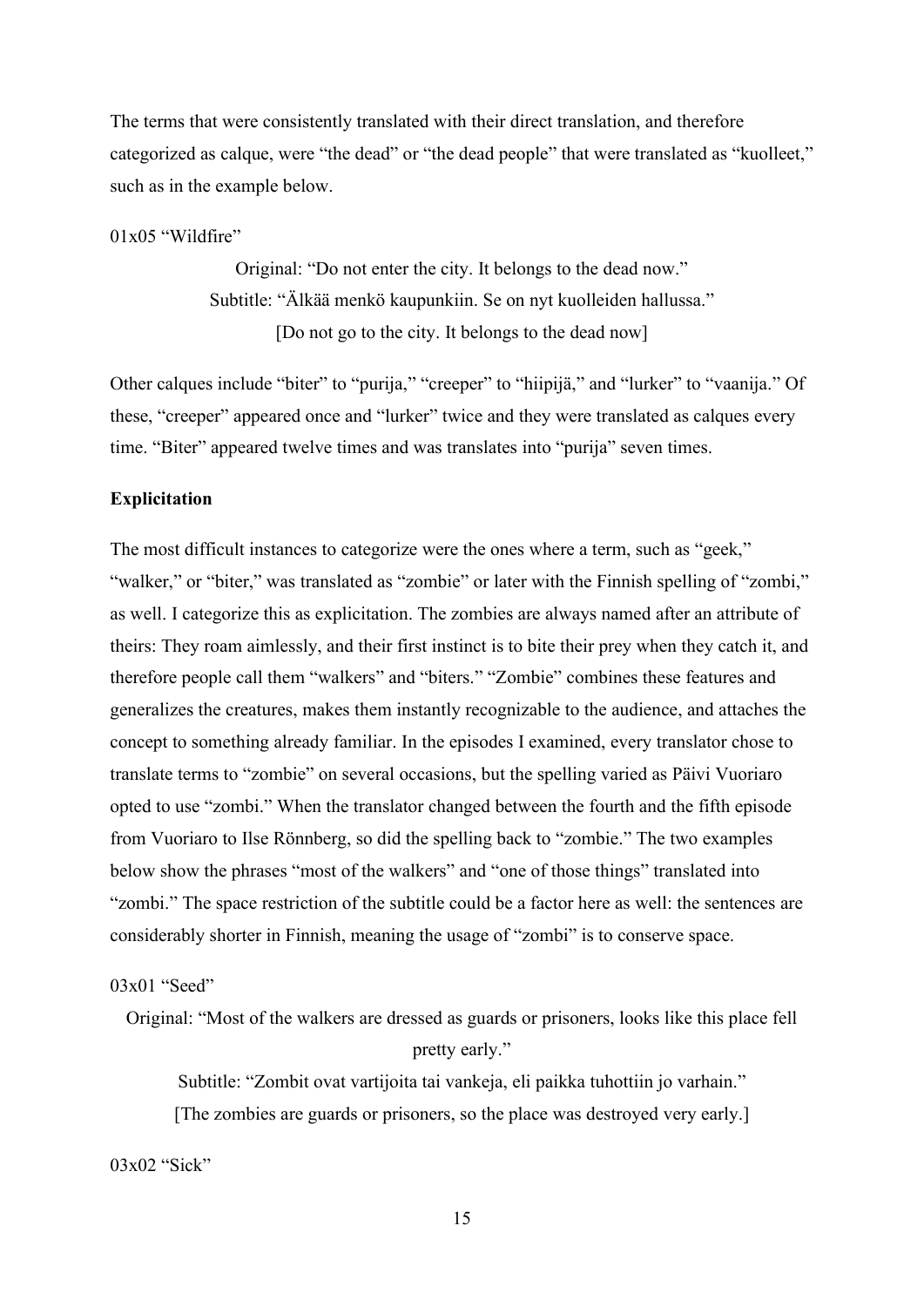The terms that were consistently translated with their direct translation, and therefore categorized as calque, were "the dead" or "the dead people" that were translated as "kuolleet," such as in the example below.

01x05 "Wildfire"

> Original: "Do not enter the city. It belongs to the dead now."
> Subtitle: "Älkää menkö kaupunkiin. Se on nyt kuolleiden hallussa."
> [Do not go to the city. It belongs to the dead now]

Other calques include "biter" to "purija," "creeper" to "hiipijä," and "lurker" to "vaanija." Of these, "creeper" appeared once and "lurker" twice and they were translated as calques every time. "Biter" appeared twelve times and was translates into "purija" seven times.

**Explicitation**

The most difficult instances to categorize were the ones where a term, such as "geek," "walker," or "biter," was translated as "zombie" or later with the Finnish spelling of "zombi," as well. I categorize this as explicitation. The zombies are always named after an attribute of theirs: They roam aimlessly, and their first instinct is to bite their prey when they catch it, and therefore people call them "walkers" and "biters." "Zombie" combines these features and generalizes the creatures, makes them instantly recognizable to the audience, and attaches the concept to something already familiar. In the episodes I examined, every translator chose to translate terms to "zombie" on several occasions, but the spelling varied as Päivi Vuoriaro opted to use "zombi." When the translator changed between the fourth and the fifth episode from Vuoriaro to Ilse Rönnberg, so did the spelling back to "zombie." The two examples below show the phrases "most of the walkers" and "one of those things" translated into "zombi." The space restriction of the subtitle could be a factor here as well: the sentences are considerably shorter in Finnish, meaning the usage of "zombi" is to conserve space.

03x01 "Seed"

> Original: "Most of the walkers are dressed as guards or prisoners, looks like this place fell pretty early."
> Subtitle: "Zombit ovat vartijoita tai vankeja, eli paikka tuhottiin jo varhain."
> [The zombies are guards or prisoners, so the place was destroyed very early.]

03x02 "Sick"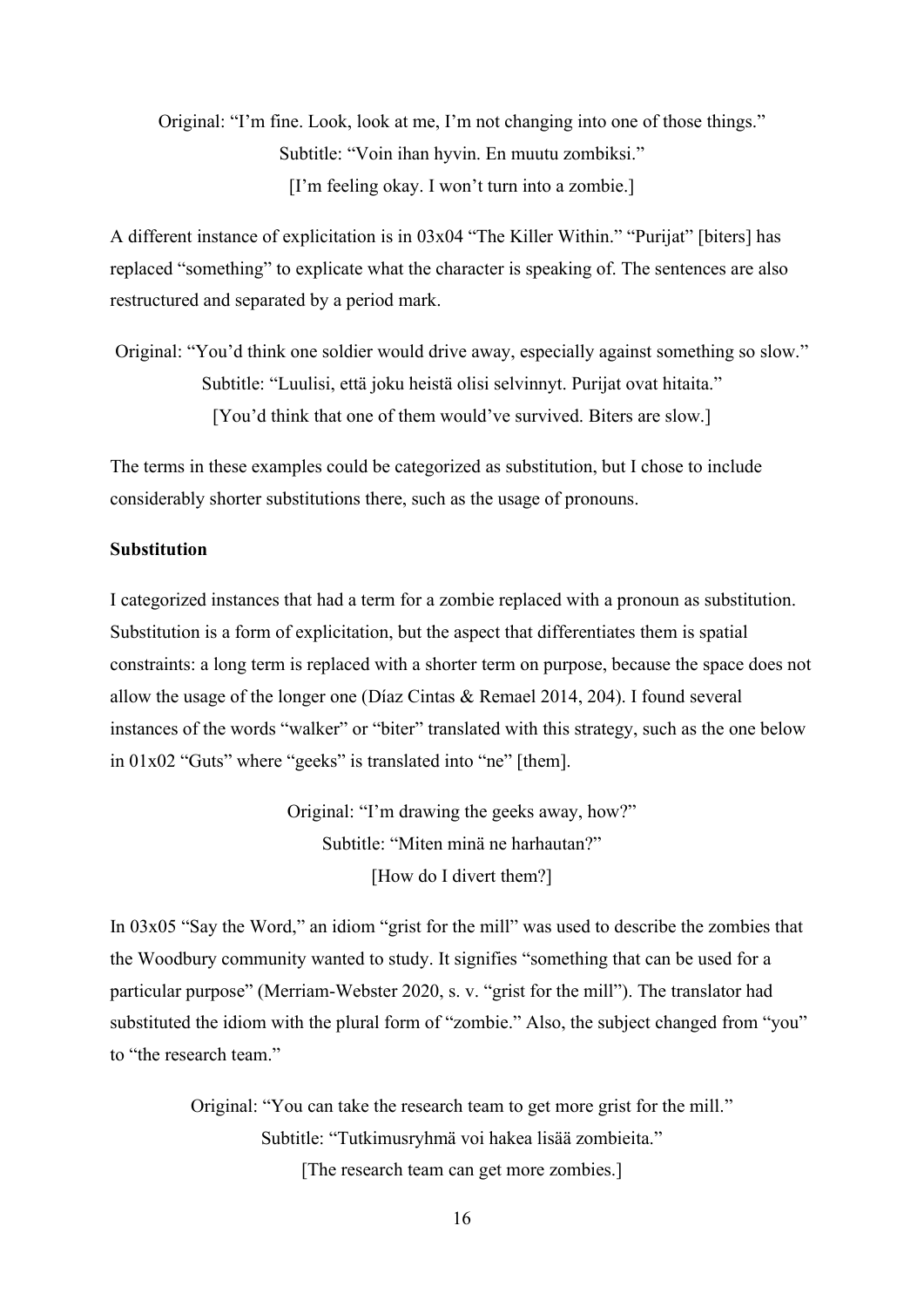Original: "I'm fine. Look, look at me, I'm not changing into one of those things."
Subtitle: "Voin ihan hyvin. En muutu zombiksi."
[I'm feeling okay. I won't turn into a zombie.]

A different instance of explicitation is in 03x04 "The Killer Within." "Purijat" [biters] has replaced "something" to explicate what the character is speaking of. The sentences are also restructured and separated by a period mark.

Original: "You'd think one soldier would drive away, especially against something so slow."
Subtitle: "Luulisi, että joku heistä olisi selvinnyt. Purijat ovat hitaita."
[You'd think that one of them would've survived. Biters are slow.]

The terms in these examples could be categorized as substitution, but I chose to include considerably shorter substitutions there, such as the usage of pronouns.

**Substitution**

I categorized instances that had a term for a zombie replaced with a pronoun as substitution. Substitution is a form of explicitation, but the aspect that differentiates them is spatial constraints: a long term is replaced with a shorter term on purpose, because the space does not allow the usage of the longer one (Díaz Cintas & Remael 2014, 204). I found several instances of the words "walker" or "biter" translated with this strategy, such as the one below in 01x02 "Guts" where "geeks" is translated into "ne" [them].

Original: "I'm drawing the geeks away, how?"
Subtitle: "Miten minä ne harhautan?"
[How do I divert them?]

In 03x05 "Say the Word," an idiom "grist for the mill" was used to describe the zombies that the Woodbury community wanted to study. It signifies "something that can be used for a particular purpose" (Merriam-Webster 2020, s. v. "grist for the mill"). The translator had substituted the idiom with the plural form of "zombie." Also, the subject changed from "you" to "the research team."

Original: "You can take the research team to get more grist for the mill."
Subtitle: "Tutkimusryhmä voi hakea lisää zombieita."
[The research team can get more zombies.]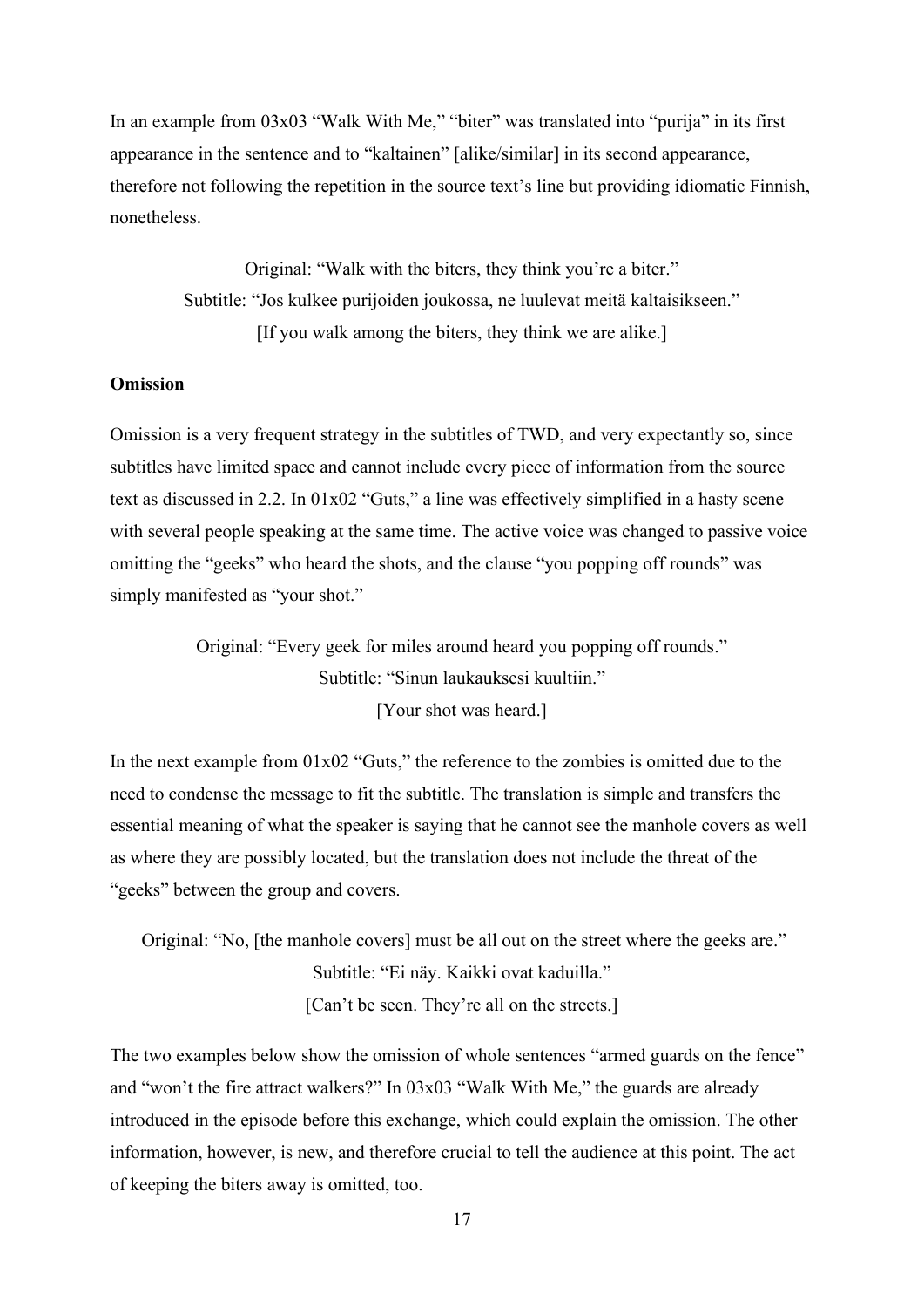In an example from 03x03 "Walk With Me," "biter" was translated into "purija" in its first appearance in the sentence and to "kaltainen" [alike/similar] in its second appearance, therefore not following the repetition in the source text's line but providing idiomatic Finnish, nonetheless.

Original: "Walk with the biters, they think you're a biter."
Subtitle: "Jos kulkee purijoiden joukossa, ne luulevat meitä kaltaisikseen."
[If you walk among the biters, they think we are alike.]

**Omission**

Omission is a very frequent strategy in the subtitles of TWD, and very expectantly so, since subtitles have limited space and cannot include every piece of information from the source text as discussed in 2.2. In 01x02 "Guts," a line was effectively simplified in a hasty scene with several people speaking at the same time. The active voice was changed to passive voice omitting the "geeks" who heard the shots, and the clause "you popping off rounds" was simply manifested as "your shot."

Original: "Every geek for miles around heard you popping off rounds."
Subtitle: "Sinun laukauksesi kuultiin."
[Your shot was heard.]

In the next example from 01x02 "Guts," the reference to the zombies is omitted due to the need to condense the message to fit the subtitle. The translation is simple and transfers the essential meaning of what the speaker is saying that he cannot see the manhole covers as well as where they are possibly located, but the translation does not include the threat of the "geeks" between the group and covers.

Original: "No, [the manhole covers] must be all out on the street where the geeks are."
Subtitle: "Ei näy. Kaikki ovat kaduilla."
[Can't be seen. They're all on the streets.]

The two examples below show the omission of whole sentences "armed guards on the fence" and "won't the fire attract walkers?" In 03x03 "Walk With Me," the guards are already introduced in the episode before this exchange, which could explain the omission. The other information, however, is new, and therefore crucial to tell the audience at this point. The act of keeping the biters away is omitted, too.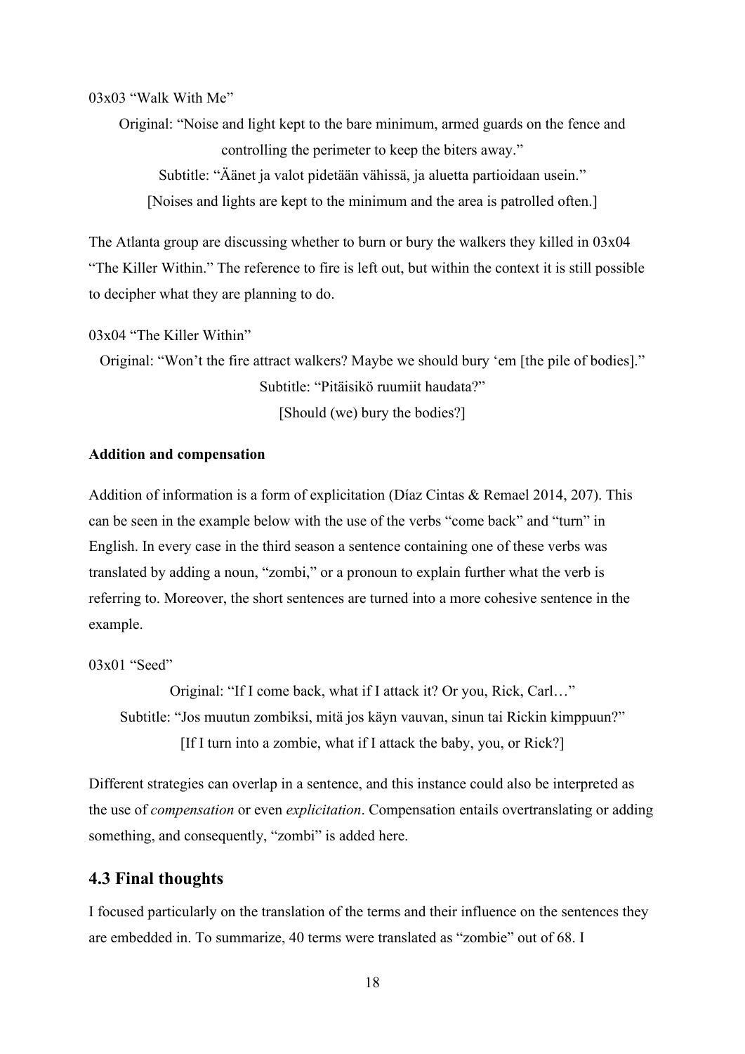03x03 "Walk With Me"

Original: "Noise and light kept to the bare minimum, armed guards on the fence and controlling the perimeter to keep the biters away."

Subtitle: "Äänet ja valot pidetään vähissä, ja aluetta partioidaan usein."

[Noises and lights are kept to the minimum and the area is patrolled often.]

The Atlanta group are discussing whether to burn or bury the walkers they killed in 03x04 "The Killer Within." The reference to fire is left out, but within the context it is still possible to decipher what they are planning to do.

03x04 "The Killer Within"

Original: "Won't the fire attract walkers? Maybe we should bury 'em [the pile of bodies]."

Subtitle: "Pitäisikö ruumiit haudata?"

[Should (we) bury the bodies?]

**Addition and compensation**

Addition of information is a form of explicitation (Díaz Cintas & Remael 2014, 207). This can be seen in the example below with the use of the verbs "come back" and "turn" in English. In every case in the third season a sentence containing one of these verbs was translated by adding a noun, "zombi," or a pronoun to explain further what the verb is referring to. Moreover, the short sentences are turned into a more cohesive sentence in the example.

03x01 "Seed"

Original: "If I come back, what if I attack it? Or you, Rick, Carl…"

Subtitle: "Jos muutun zombiksi, mitä jos käyn vauvan, sinun tai Rickin kimppuun?"

[If I turn into a zombie, what if I attack the baby, you, or Rick?]

Different strategies can overlap in a sentence, and this instance could also be interpreted as the use of *compensation* or even *explicitation*. Compensation entails overtranslating or adding something, and consequently, "zombi" is added here.

## 4.3 Final thoughts

I focused particularly on the translation of the terms and their influence on the sentences they are embedded in. To summarize, 40 terms were translated as "zombie" out of 68. I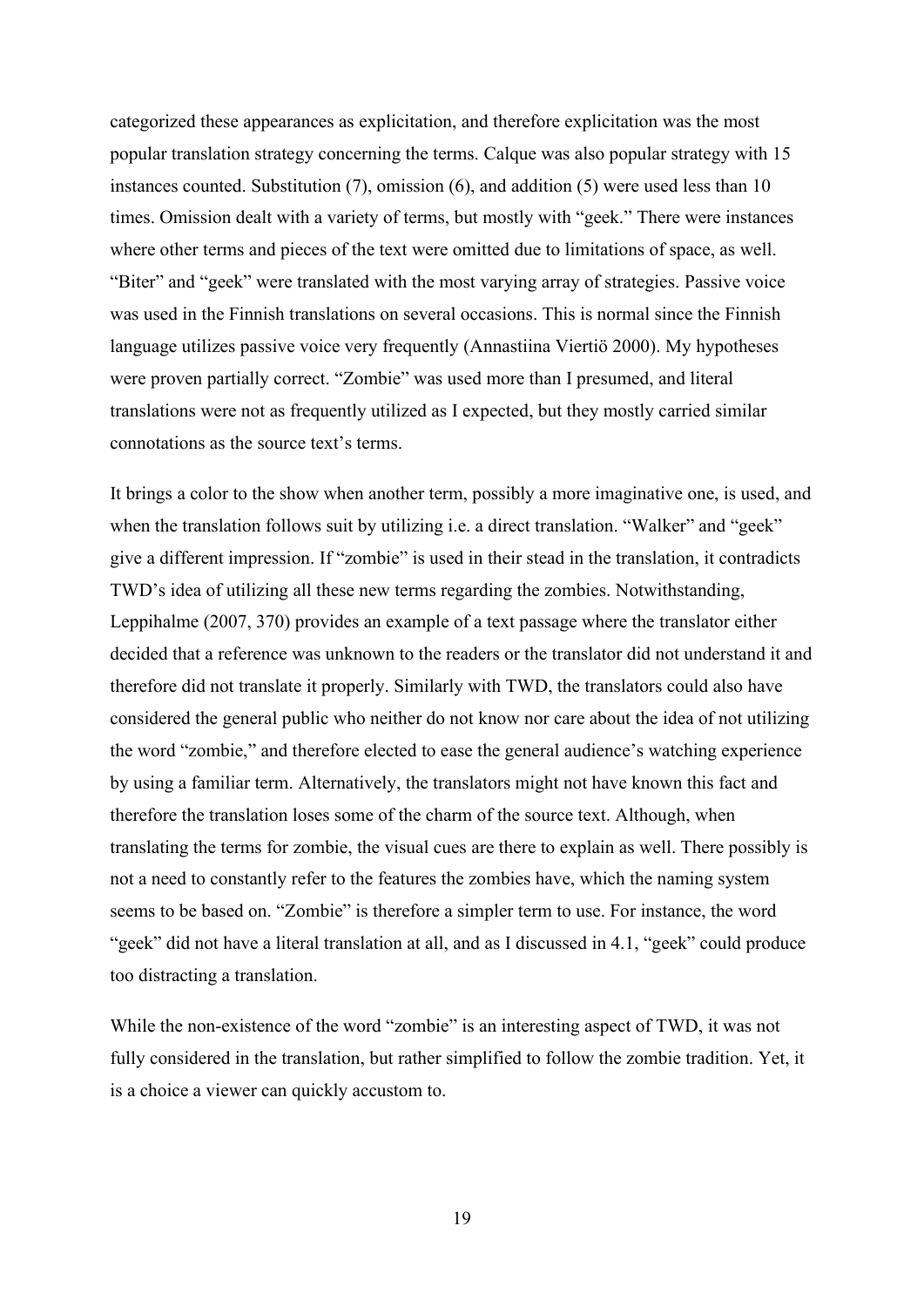categorized these appearances as explicitation, and therefore explicitation was the most popular translation strategy concerning the terms. Calque was also popular strategy with 15 instances counted. Substitution (7), omission (6), and addition (5) were used less than 10 times. Omission dealt with a variety of terms, but mostly with "geek." There were instances where other terms and pieces of the text were omitted due to limitations of space, as well. "Biter" and "geek" were translated with the most varying array of strategies. Passive voice was used in the Finnish translations on several occasions. This is normal since the Finnish language utilizes passive voice very frequently (Annastiina Viertiö 2000). My hypotheses were proven partially correct. "Zombie" was used more than I presumed, and literal translations were not as frequently utilized as I expected, but they mostly carried similar connotations as the source text's terms.

It brings a color to the show when another term, possibly a more imaginative one, is used, and when the translation follows suit by utilizing i.e. a direct translation. "Walker" and "geek" give a different impression. If "zombie" is used in their stead in the translation, it contradicts TWD's idea of utilizing all these new terms regarding the zombies. Notwithstanding, Leppihalme (2007, 370) provides an example of a text passage where the translator either decided that a reference was unknown to the readers or the translator did not understand it and therefore did not translate it properly. Similarly with TWD, the translators could also have considered the general public who neither do not know nor care about the idea of not utilizing the word "zombie," and therefore elected to ease the general audience's watching experience by using a familiar term. Alternatively, the translators might not have known this fact and therefore the translation loses some of the charm of the source text. Although, when translating the terms for zombie, the visual cues are there to explain as well. There possibly is not a need to constantly refer to the features the zombies have, which the naming system seems to be based on. "Zombie" is therefore a simpler term to use. For instance, the word "geek" did not have a literal translation at all, and as I discussed in 4.1, "geek" could produce too distracting a translation.

While the non-existence of the word "zombie" is an interesting aspect of TWD, it was not fully considered in the translation, but rather simplified to follow the zombie tradition. Yet, it is a choice a viewer can quickly accustom to.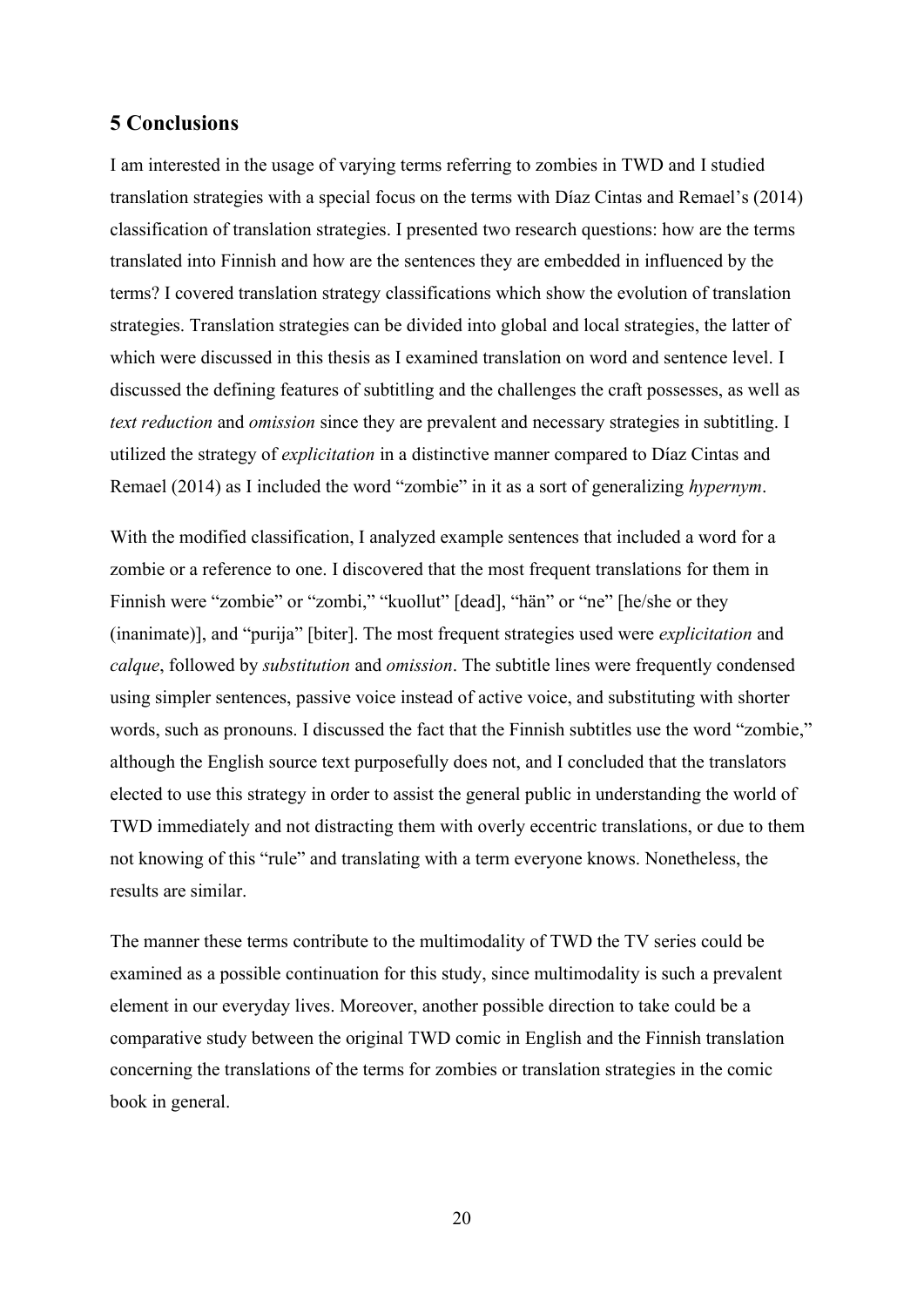## 5 Conclusions

I am interested in the usage of varying terms referring to zombies in TWD and I studied translation strategies with a special focus on the terms with Díaz Cintas and Remael's (2014) classification of translation strategies. I presented two research questions: how are the terms translated into Finnish and how are the sentences they are embedded in influenced by the terms? I covered translation strategy classifications which show the evolution of translation strategies. Translation strategies can be divided into global and local strategies, the latter of which were discussed in this thesis as I examined translation on word and sentence level. I discussed the defining features of subtitling and the challenges the craft possesses, as well as *text reduction* and *omission* since they are prevalent and necessary strategies in subtitling. I utilized the strategy of *explicitation* in a distinctive manner compared to Díaz Cintas and Remael (2014) as I included the word "zombie" in it as a sort of generalizing *hypernym*.

With the modified classification, I analyzed example sentences that included a word for a zombie or a reference to one. I discovered that the most frequent translations for them in Finnish were "zombie" or "zombi," "kuollut" [dead], "hän" or "ne" [he/she or they (inanimate)], and "purija" [biter]. The most frequent strategies used were *explicitation* and *calque*, followed by *substitution* and *omission*. The subtitle lines were frequently condensed using simpler sentences, passive voice instead of active voice, and substituting with shorter words, such as pronouns. I discussed the fact that the Finnish subtitles use the word "zombie," although the English source text purposefully does not, and I concluded that the translators elected to use this strategy in order to assist the general public in understanding the world of TWD immediately and not distracting them with overly eccentric translations, or due to them not knowing of this "rule" and translating with a term everyone knows. Nonetheless, the results are similar.

The manner these terms contribute to the multimodality of TWD the TV series could be examined as a possible continuation for this study, since multimodality is such a prevalent element in our everyday lives. Moreover, another possible direction to take could be a comparative study between the original TWD comic in English and the Finnish translation concerning the translations of the terms for zombies or translation strategies in the comic book in general.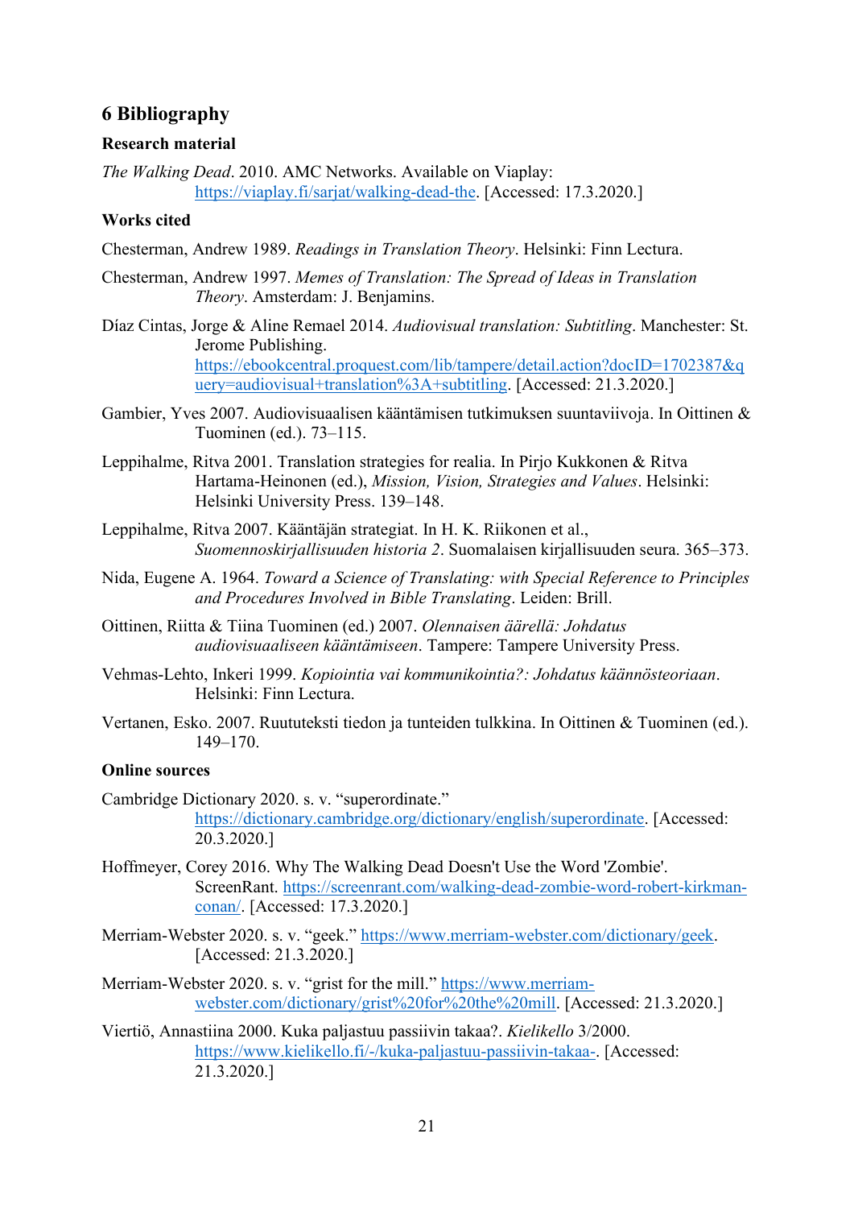## 6 Bibliography

### Research material

*The Walking Dead*. 2010. AMC Networks. Available on Viaplay: https://viaplay.fi/sarjat/walking-dead-the. [Accessed: 17.3.2020.]

### Works cited

Chesterman, Andrew 1989. *Readings in Translation Theory*. Helsinki: Finn Lectura.

Chesterman, Andrew 1997. *Memes of Translation: The Spread of Ideas in Translation Theory*. Amsterdam: J. Benjamins.

Díaz Cintas, Jorge & Aline Remael 2014. *Audiovisual translation: Subtitling*. Manchester: St. Jerome Publishing. https://ebookcentral.proquest.com/lib/tampere/detail.action?docID=1702387&query=audiovisual+translation%3A+subtitling. [Accessed: 21.3.2020.]

Gambier, Yves 2007. Audiovisuaalisen kääntämisen tutkimuksen suuntaviivoja. In Oittinen & Tuominen (ed.). 73–115.

Leppihalme, Ritva 2001. Translation strategies for realia. In Pirjo Kukkonen & Ritva Hartama-Heinonen (ed.), *Mission, Vision, Strategies and Values*. Helsinki: Helsinki University Press. 139–148.

Leppihalme, Ritva 2007. Kääntäjän strategiat. In H. K. Riikonen et al., *Suomennoskirjallisuuden historia 2*. Suomalaisen kirjallisuuden seura. 365–373.

Nida, Eugene A. 1964. *Toward a Science of Translating: with Special Reference to Principles and Procedures Involved in Bible Translating*. Leiden: Brill.

Oittinen, Riitta & Tiina Tuominen (ed.) 2007. *Olennaisen äärellä: Johdatus audiovisuaaliseen kääntämiseen*. Tampere: Tampere University Press.

Vehmas-Lehto, Inkeri 1999. *Kopiointia vai kommunikointia?: Johdatus käännösteoriaan*. Helsinki: Finn Lectura.

Vertanen, Esko. 2007. Ruututeksti tiedon ja tunteiden tulkkina. In Oittinen & Tuominen (ed.). 149–170.

### Online sources

Cambridge Dictionary 2020. s. v. "superordinate." https://dictionary.cambridge.org/dictionary/english/superordinate. [Accessed: 20.3.2020.]

Hoffmeyer, Corey 2016. Why The Walking Dead Doesn't Use the Word 'Zombie'. ScreenRant. https://screenrant.com/walking-dead-zombie-word-robert-kirkman-conan/. [Accessed: 17.3.2020.]

Merriam-Webster 2020. s. v. "geek." https://www.merriam-webster.com/dictionary/geek. [Accessed: 21.3.2020.]

Merriam-Webster 2020. s. v. "grist for the mill." https://www.merriam-webster.com/dictionary/grist%20for%20the%20mill. [Accessed: 21.3.2020.]

Viertiö, Annastiina 2000. Kuka paljastuu passiivin takaa?. *Kielikello* 3/2000. https://www.kielikello.fi/-/kuka-paljastuu-passiivin-takaa-. [Accessed: 21.3.2020.]